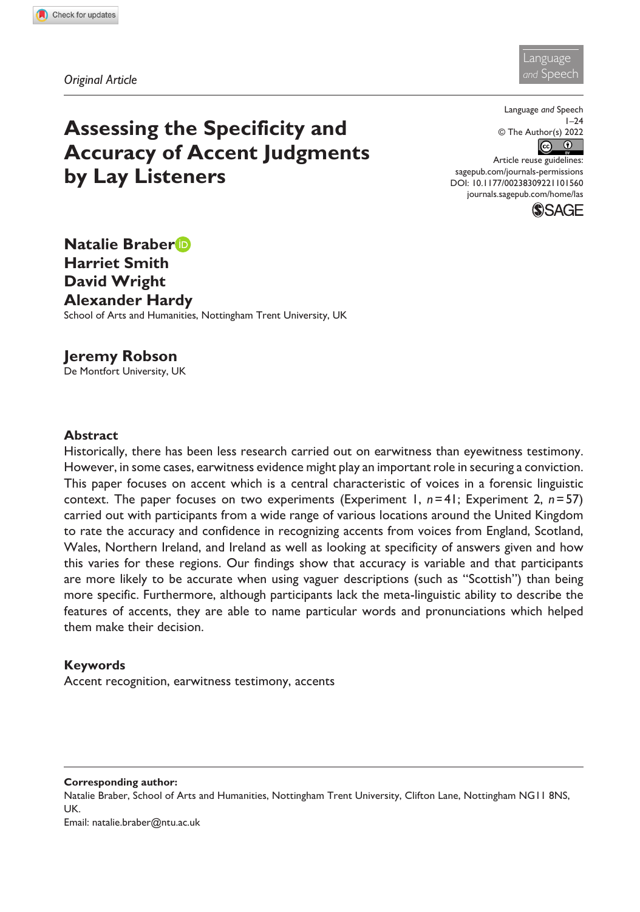*Original Article*

# Assessing the Specificity and Accuracy of Accent Judgments by Lay Listeners

Language *and* Speech
1–24
© The Author(s) 2022
Article reuse guidelines:
sagepub.com/journals-permissions
DOI: 10.1177/00238309221101560
journals.sagepub.com/home/las

**Natalie Braber**
**Harriet Smith**
**David Wright**
**Alexander Hardy**
School of Arts and Humanities, Nottingham Trent University, UK

**Jeremy Robson**
De Montfort University, UK

## Abstract

Historically, there has been less research carried out on earwitness than eyewitness testimony. However, in some cases, earwitness evidence might play an important role in securing a conviction. This paper focuses on accent which is a central characteristic of voices in a forensic linguistic context. The paper focuses on two experiments (Experiment 1, $n=41$; Experiment 2, $n=57$) carried out with participants from a wide range of various locations around the United Kingdom to rate the accuracy and confidence in recognizing accents from voices from England, Scotland, Wales, Northern Ireland, and Ireland as well as looking at specificity of answers given and how this varies for these regions. Our findings show that accuracy is variable and that participants are more likely to be accurate when using vaguer descriptions (such as "Scottish") than being more specific. Furthermore, although participants lack the meta-linguistic ability to describe the features of accents, they are able to name particular words and pronunciations which helped them make their decision.

## Keywords

Accent recognition, earwitness testimony, accents

---

**Corresponding author:**
Natalie Braber, School of Arts and Humanities, Nottingham Trent University, Clifton Lane, Nottingham NG11 8NS, UK.
Email: natalie.braber@ntu.ac.uk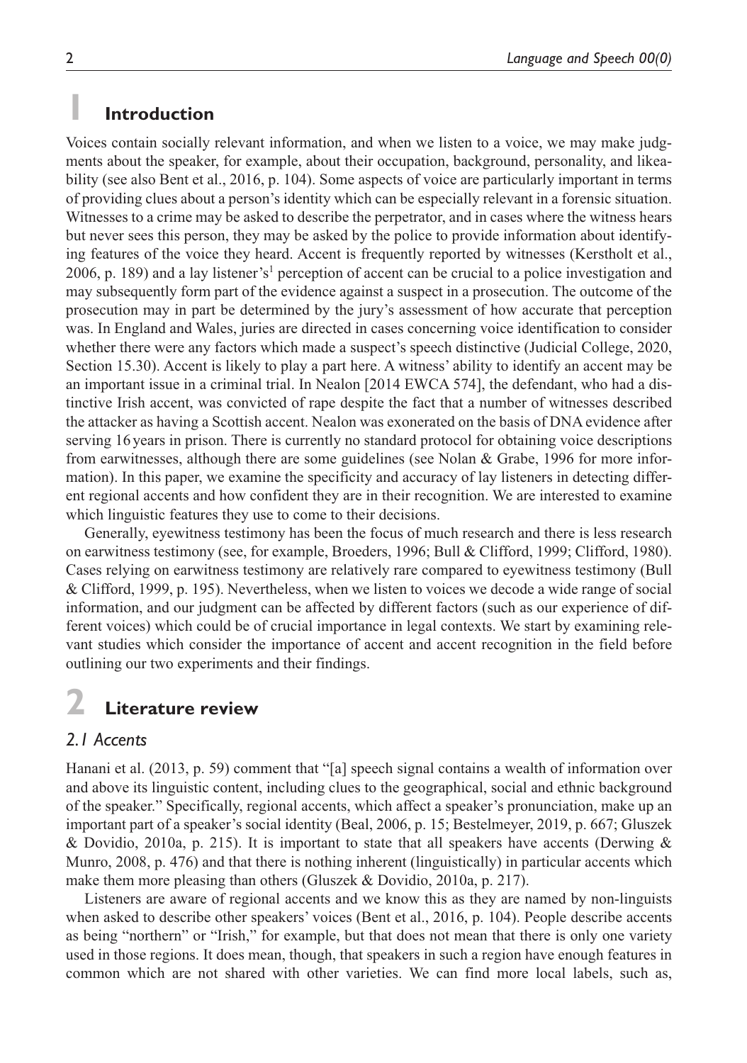# 1 Introduction

Voices contain socially relevant information, and when we listen to a voice, we may make judgments about the speaker, for example, about their occupation, background, personality, and likeability (see also Bent et al., 2016, p. 104). Some aspects of voice are particularly important in terms of providing clues about a person's identity which can be especially relevant in a forensic situation. Witnesses to a crime may be asked to describe the perpetrator, and in cases where the witness hears but never sees this person, they may be asked by the police to provide information about identifying features of the voice they heard. Accent is frequently reported by witnesses (Kerstholt et al., 2006, p. 189) and a lay listener's[1] perception of accent can be crucial to a police investigation and may subsequently form part of the evidence against a suspect in a prosecution. The outcome of the prosecution may in part be determined by the jury's assessment of how accurate that perception was. In England and Wales, juries are directed in cases concerning voice identification to consider whether there were any factors which made a suspect's speech distinctive (Judicial College, 2020, Section 15.30). Accent is likely to play a part here. A witness' ability to identify an accent may be an important issue in a criminal trial. In Nealon [2014 EWCA 574], the defendant, who had a distinctive Irish accent, was convicted of rape despite the fact that a number of witnesses described the attacker as having a Scottish accent. Nealon was exonerated on the basis of DNA evidence after serving 16 years in prison. There is currently no standard protocol for obtaining voice descriptions from earwitnesses, although there are some guidelines (see Nolan & Grabe, 1996 for more information). In this paper, we examine the specificity and accuracy of lay listeners in detecting different regional accents and how confident they are in their recognition. We are interested to examine which linguistic features they use to come to their decisions.

Generally, eyewitness testimony has been the focus of much research and there is less research on earwitness testimony (see, for example, Broeders, 1996; Bull & Clifford, 1999; Clifford, 1980). Cases relying on earwitness testimony are relatively rare compared to eyewitness testimony (Bull & Clifford, 1999, p. 195). Nevertheless, when we listen to voices we decode a wide range of social information, and our judgment can be affected by different factors (such as our experience of different voices) which could be of crucial importance in legal contexts. We start by examining relevant studies which consider the importance of accent and accent recognition in the field before outlining our two experiments and their findings.

# 2 Literature review

## *2.1 Accents*

Hanani et al. (2013, p. 59) comment that "[a] speech signal contains a wealth of information over and above its linguistic content, including clues to the geographical, social and ethnic background of the speaker." Specifically, regional accents, which affect a speaker's pronunciation, make up an important part of a speaker's social identity (Beal, 2006, p. 15; Bestelmeyer, 2019, p. 667; Gluszek & Dovidio, 2010a, p. 215). It is important to state that all speakers have accents (Derwing & Munro, 2008, p. 476) and that there is nothing inherent (linguistically) in particular accents which make them more pleasing than others (Gluszek & Dovidio, 2010a, p. 217).

Listeners are aware of regional accents and we know this as they are named by non-linguists when asked to describe other speakers' voices (Bent et al., 2016, p. 104). People describe accents as being "northern" or "Irish," for example, but that does not mean that there is only one variety used in those regions. It does mean, though, that speakers in such a region have enough features in common which are not shared with other varieties. We can find more local labels, such as,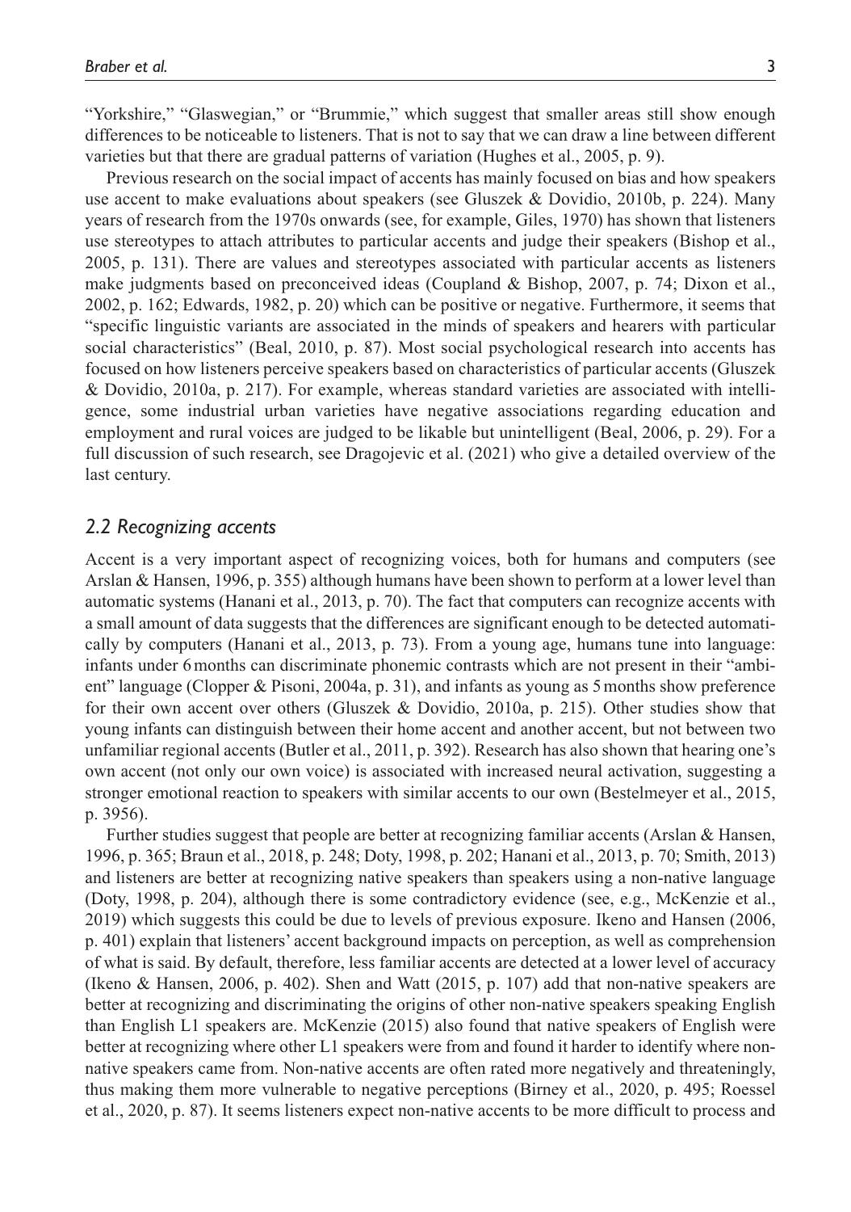"Yorkshire," "Glaswegian," or "Brummie," which suggest that smaller areas still show enough differences to be noticeable to listeners. That is not to say that we can draw a line between different varieties but that there are gradual patterns of variation (Hughes et al., 2005, p. 9).

Previous research on the social impact of accents has mainly focused on bias and how speakers use accent to make evaluations about speakers (see Gluszek & Dovidio, 2010b, p. 224). Many years of research from the 1970s onwards (see, for example, Giles, 1970) has shown that listeners use stereotypes to attach attributes to particular accents and judge their speakers (Bishop et al., 2005, p. 131). There are values and stereotypes associated with particular accents as listeners make judgments based on preconceived ideas (Coupland & Bishop, 2007, p. 74; Dixon et al., 2002, p. 162; Edwards, 1982, p. 20) which can be positive or negative. Furthermore, it seems that "specific linguistic variants are associated in the minds of speakers and hearers with particular social characteristics" (Beal, 2010, p. 87). Most social psychological research into accents has focused on how listeners perceive speakers based on characteristics of particular accents (Gluszek & Dovidio, 2010a, p. 217). For example, whereas standard varieties are associated with intelligence, some industrial urban varieties have negative associations regarding education and employment and rural voices are judged to be likable but unintelligent (Beal, 2006, p. 29). For a full discussion of such research, see Dragojevic et al. (2021) who give a detailed overview of the last century.

### *2.2 Recognizing accents*

Accent is a very important aspect of recognizing voices, both for humans and computers (see Arslan & Hansen, 1996, p. 355) although humans have been shown to perform at a lower level than automatic systems (Hanani et al., 2013, p. 70). The fact that computers can recognize accents with a small amount of data suggests that the differences are significant enough to be detected automatically by computers (Hanani et al., 2013, p. 73). From a young age, humans tune into language: infants under 6 months can discriminate phonemic contrasts which are not present in their "ambient" language (Clopper & Pisoni, 2004a, p. 31), and infants as young as 5 months show preference for their own accent over others (Gluszek & Dovidio, 2010a, p. 215). Other studies show that young infants can distinguish between their home accent and another accent, but not between two unfamiliar regional accents (Butler et al., 2011, p. 392). Research has also shown that hearing one's own accent (not only our own voice) is associated with increased neural activation, suggesting a stronger emotional reaction to speakers with similar accents to our own (Bestelmeyer et al., 2015, p. 3956).

Further studies suggest that people are better at recognizing familiar accents (Arslan & Hansen, 1996, p. 365; Braun et al., 2018, p. 248; Doty, 1998, p. 202; Hanani et al., 2013, p. 70; Smith, 2013) and listeners are better at recognizing native speakers than speakers using a non-native language (Doty, 1998, p. 204), although there is some contradictory evidence (see, e.g., McKenzie et al., 2019) which suggests this could be due to levels of previous exposure. Ikeno and Hansen (2006, p. 401) explain that listeners' accent background impacts on perception, as well as comprehension of what is said. By default, therefore, less familiar accents are detected at a lower level of accuracy (Ikeno & Hansen, 2006, p. 402). Shen and Watt (2015, p. 107) add that non-native speakers are better at recognizing and discriminating the origins of other non-native speakers speaking English than English L1 speakers are. McKenzie (2015) also found that native speakers of English were better at recognizing where other L1 speakers were from and found it harder to identify where non-native speakers came from. Non-native accents are often rated more negatively and threateningly, thus making them more vulnerable to negative perceptions (Birney et al., 2020, p. 495; Roessel et al., 2020, p. 87). It seems listeners expect non-native accents to be more difficult to process and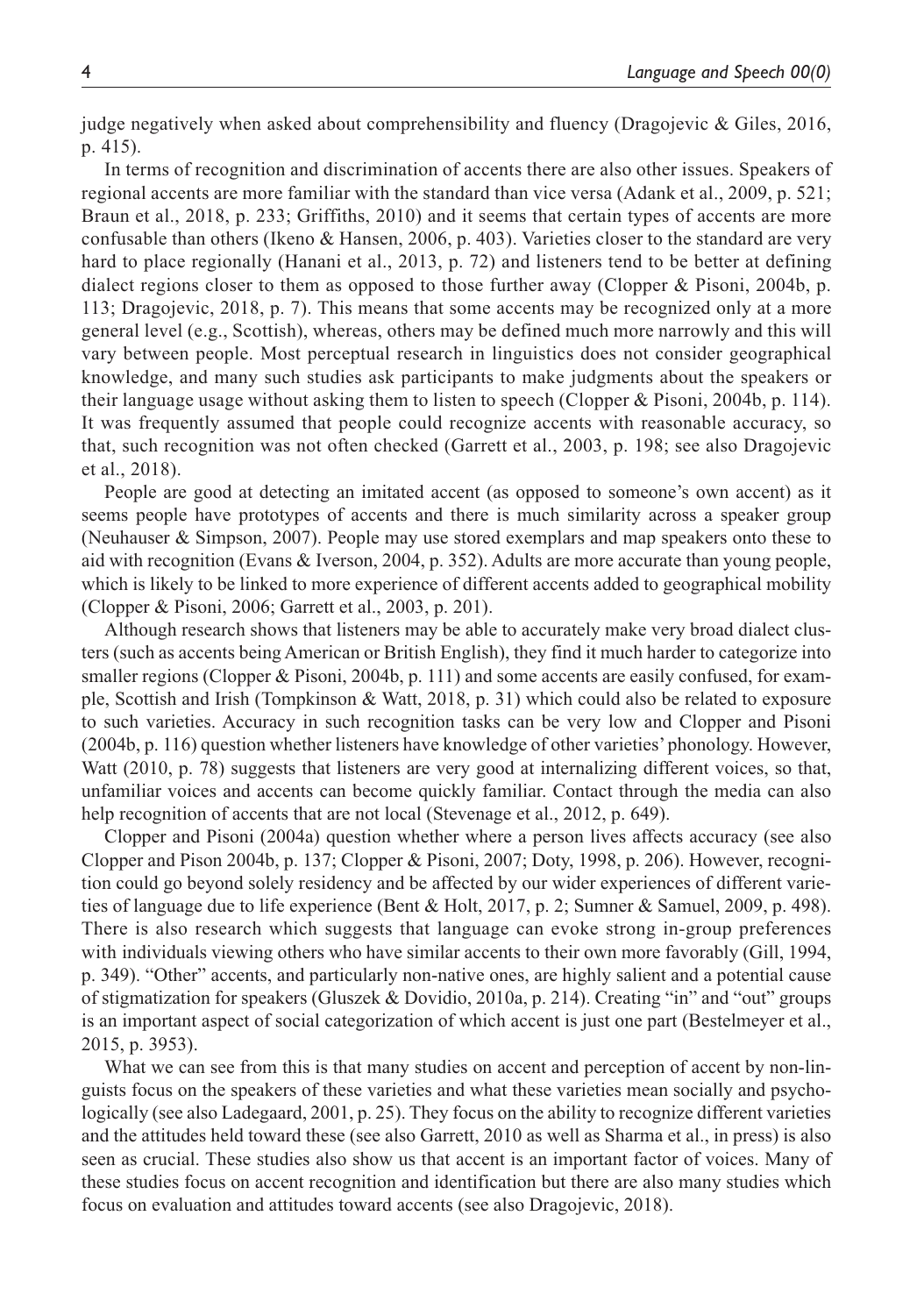judge negatively when asked about comprehensibility and fluency (Dragojevic & Giles, 2016, p. 415).

In terms of recognition and discrimination of accents there are also other issues. Speakers of regional accents are more familiar with the standard than vice versa (Adank et al., 2009, p. 521; Braun et al., 2018, p. 233; Griffiths, 2010) and it seems that certain types of accents are more confusable than others (Ikeno & Hansen, 2006, p. 403). Varieties closer to the standard are very hard to place regionally (Hanani et al., 2013, p. 72) and listeners tend to be better at defining dialect regions closer to them as opposed to those further away (Clopper & Pisoni, 2004b, p. 113; Dragojevic, 2018, p. 7). This means that some accents may be recognized only at a more general level (e.g., Scottish), whereas, others may be defined much more narrowly and this will vary between people. Most perceptual research in linguistics does not consider geographical knowledge, and many such studies ask participants to make judgments about the speakers or their language usage without asking them to listen to speech (Clopper & Pisoni, 2004b, p. 114). It was frequently assumed that people could recognize accents with reasonable accuracy, so that, such recognition was not often checked (Garrett et al., 2003, p. 198; see also Dragojevic et al., 2018).

People are good at detecting an imitated accent (as opposed to someone's own accent) as it seems people have prototypes of accents and there is much similarity across a speaker group (Neuhauser & Simpson, 2007). People may use stored exemplars and map speakers onto these to aid with recognition (Evans & Iverson, 2004, p. 352). Adults are more accurate than young people, which is likely to be linked to more experience of different accents added to geographical mobility (Clopper & Pisoni, 2006; Garrett et al., 2003, p. 201).

Although research shows that listeners may be able to accurately make very broad dialect clusters (such as accents being American or British English), they find it much harder to categorize into smaller regions (Clopper & Pisoni, 2004b, p. 111) and some accents are easily confused, for example, Scottish and Irish (Tompkinson & Watt, 2018, p. 31) which could also be related to exposure to such varieties. Accuracy in such recognition tasks can be very low and Clopper and Pisoni (2004b, p. 116) question whether listeners have knowledge of other varieties' phonology. However, Watt (2010, p. 78) suggests that listeners are very good at internalizing different voices, so that, unfamiliar voices and accents can become quickly familiar. Contact through the media can also help recognition of accents that are not local (Stevenage et al., 2012, p. 649).

Clopper and Pisoni (2004a) question whether where a person lives affects accuracy (see also Clopper and Pison 2004b, p. 137; Clopper & Pisoni, 2007; Doty, 1998, p. 206). However, recognition could go beyond solely residency and be affected by our wider experiences of different varieties of language due to life experience (Bent & Holt, 2017, p. 2; Sumner & Samuel, 2009, p. 498). There is also research which suggests that language can evoke strong in-group preferences with individuals viewing others who have similar accents to their own more favorably (Gill, 1994, p. 349). "Other" accents, and particularly non-native ones, are highly salient and a potential cause of stigmatization for speakers (Gluszek & Dovidio, 2010a, p. 214). Creating "in" and "out" groups is an important aspect of social categorization of which accent is just one part (Bestelmeyer et al., 2015, p. 3953).

What we can see from this is that many studies on accent and perception of accent by non-linguists focus on the speakers of these varieties and what these varieties mean socially and psychologically (see also Ladegaard, 2001, p. 25). They focus on the ability to recognize different varieties and the attitudes held toward these (see also Garrett, 2010 as well as Sharma et al., in press) is also seen as crucial. These studies also show us that accent is an important factor of voices. Many of these studies focus on accent recognition and identification but there are also many studies which focus on evaluation and attitudes toward accents (see also Dragojevic, 2018).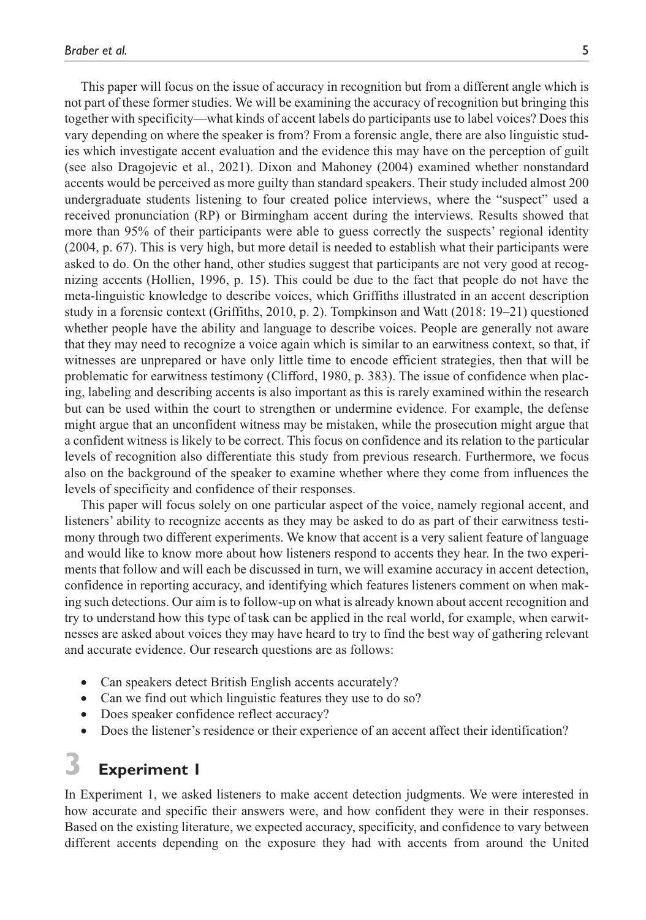This paper will focus on the issue of accuracy in recognition but from a different angle which is not part of these former studies. We will be examining the accuracy of recognition but bringing this together with specificity—what kinds of accent labels do participants use to label voices? Does this vary depending on where the speaker is from? From a forensic angle, there are also linguistic studies which investigate accent evaluation and the evidence this may have on the perception of guilt (see also Dragojevic et al., 2021). Dixon and Mahoney (2004) examined whether nonstandard accents would be perceived as more guilty than standard speakers. Their study included almost 200 undergraduate students listening to four created police interviews, where the "suspect" used a received pronunciation (RP) or Birmingham accent during the interviews. Results showed that more than 95% of their participants were able to guess correctly the suspects' regional identity (2004, p. 67). This is very high, but more detail is needed to establish what their participants were asked to do. On the other hand, other studies suggest that participants are not very good at recognizing accents (Hollien, 1996, p. 15). This could be due to the fact that people do not have the meta-linguistic knowledge to describe voices, which Griffiths illustrated in an accent description study in a forensic context (Griffiths, 2010, p. 2). Tompkinson and Watt (2018: 19–21) questioned whether people have the ability and language to describe voices. People are generally not aware that they may need to recognize a voice again which is similar to an earwitness context, so that, if witnesses are unprepared or have only little time to encode efficient strategies, then that will be problematic for earwitness testimony (Clifford, 1980, p. 383). The issue of confidence when placing, labeling and describing accents is also important as this is rarely examined within the research but can be used within the court to strengthen or undermine evidence. For example, the defense might argue that an unconfident witness may be mistaken, while the prosecution might argue that a confident witness is likely to be correct. This focus on confidence and its relation to the particular levels of recognition also differentiate this study from previous research. Furthermore, we focus also on the background of the speaker to examine whether where they come from influences the levels of specificity and confidence of their responses.

This paper will focus solely on one particular aspect of the voice, namely regional accent, and listeners' ability to recognize accents as they may be asked to do as part of their earwitness testimony through two different experiments. We know that accent is a very salient feature of language and would like to know more about how listeners respond to accents they hear. In the two experiments that follow and will each be discussed in turn, we will examine accuracy in accent detection, confidence in reporting accuracy, and identifying which features listeners comment on when making such detections. Our aim is to follow-up on what is already known about accent recognition and try to understand how this type of task can be applied in the real world, for example, when earwitnesses are asked about voices they may have heard to try to find the best way of gathering relevant and accurate evidence. Our research questions are as follows:

- Can speakers detect British English accents accurately?
- Can we find out which linguistic features they use to do so?
- Does speaker confidence reflect accuracy?
- Does the listener's residence or their experience of an accent affect their identification?

# 3 Experiment 1

In Experiment 1, we asked listeners to make accent detection judgments. We were interested in how accurate and specific their answers were, and how confident they were in their responses. Based on the existing literature, we expected accuracy, specificity, and confidence to vary between different accents depending on the exposure they had with accents from around the United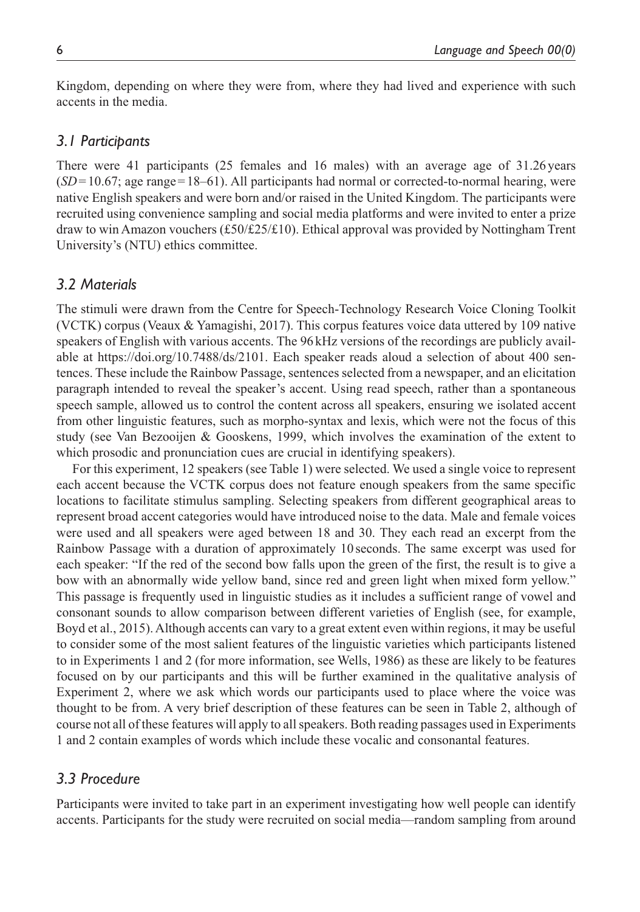Kingdom, depending on where they were from, where they had lived and experience with such accents in the media.

### *3.1 Participants*

There were 41 participants (25 females and 16 males) with an average age of 31.26 years (*SD* = 10.67; age range = 18–61). All participants had normal or corrected-to-normal hearing, were native English speakers and were born and/or raised in the United Kingdom. The participants were recruited using convenience sampling and social media platforms and were invited to enter a prize draw to win Amazon vouchers (£50/£25/£10). Ethical approval was provided by Nottingham Trent University's (NTU) ethics committee.

### *3.2 Materials*

The stimuli were drawn from the Centre for Speech-Technology Research Voice Cloning Toolkit (VCTK) corpus (Veaux & Yamagishi, 2017). This corpus features voice data uttered by 109 native speakers of English with various accents. The 96 kHz versions of the recordings are publicly available at https://doi.org/10.7488/ds/2101. Each speaker reads aloud a selection of about 400 sentences. These include the Rainbow Passage, sentences selected from a newspaper, and an elicitation paragraph intended to reveal the speaker's accent. Using read speech, rather than a spontaneous speech sample, allowed us to control the content across all speakers, ensuring we isolated accent from other linguistic features, such as morpho-syntax and lexis, which were not the focus of this study (see Van Bezooijen & Gooskens, 1999, which involves the examination of the extent to which prosodic and pronunciation cues are crucial in identifying speakers).

For this experiment, 12 speakers (see Table 1) were selected. We used a single voice to represent each accent because the VCTK corpus does not feature enough speakers from the same specific locations to facilitate stimulus sampling. Selecting speakers from different geographical areas to represent broad accent categories would have introduced noise to the data. Male and female voices were used and all speakers were aged between 18 and 30. They each read an excerpt from the Rainbow Passage with a duration of approximately 10 seconds. The same excerpt was used for each speaker: "If the red of the second bow falls upon the green of the first, the result is to give a bow with an abnormally wide yellow band, since red and green light when mixed form yellow." This passage is frequently used in linguistic studies as it includes a sufficient range of vowel and consonant sounds to allow comparison between different varieties of English (see, for example, Boyd et al., 2015). Although accents can vary to a great extent even within regions, it may be useful to consider some of the most salient features of the linguistic varieties which participants listened to in Experiments 1 and 2 (for more information, see Wells, 1986) as these are likely to be features focused on by our participants and this will be further examined in the qualitative analysis of Experiment 2, where we ask which words our participants used to place where the voice was thought to be from. A very brief description of these features can be seen in Table 2, although of course not all of these features will apply to all speakers. Both reading passages used in Experiments 1 and 2 contain examples of words which include these vocalic and consonantal features.

### *3.3 Procedure*

Participants were invited to take part in an experiment investigating how well people can identify accents. Participants for the study were recruited on social media—random sampling from around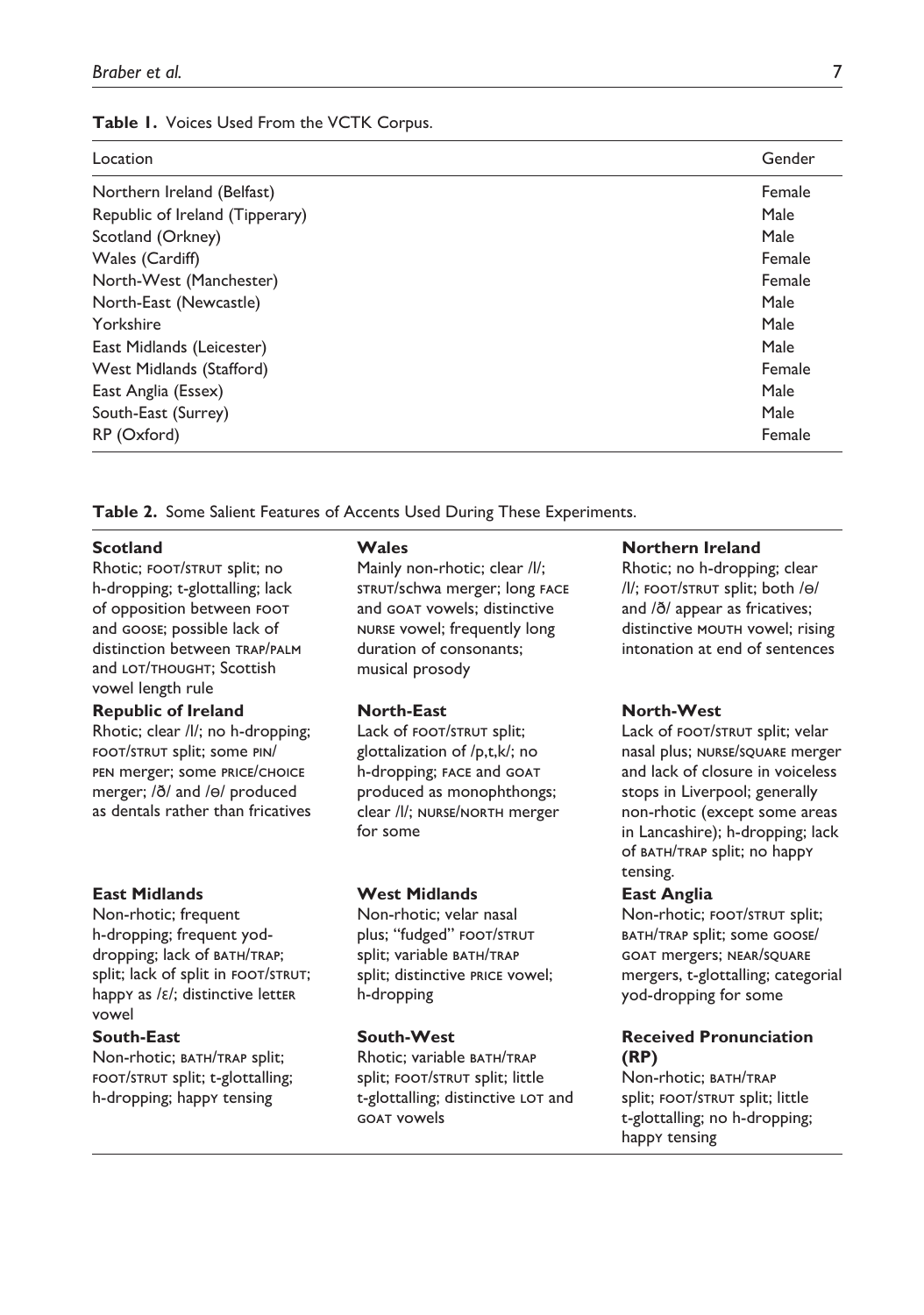**Table 1.** Voices Used From the VCTK Corpus.

| Location | Gender |
| --- | --- |
| Northern Ireland (Belfast) | Female |
| Republic of Ireland (Tipperary) | Male |
| Scotland (Orkney) | Male |
| Wales (Cardiff) | Female |
| North-West (Manchester) | Female |
| North-East (Newcastle) | Male |
| Yorkshire | Male |
| East Midlands (Leicester) | Male |
| West Midlands (Stafford) | Female |
| East Anglia (Essex) | Male |
| South-East (Surrey) | Male |
| RP (Oxford) | Female |

**Table 2.** Some Salient Features of Accents Used During These Experiments.

| | | |
| --- | --- | --- |
| **Scotland**<br>Rhotic; FOOT/STRUT split; no h-dropping; t-glottalling; lack of opposition between FOOT and GOOSE; possible lack of distinction between TRAP/PALM and LOT/THOUGHT; Scottish vowel length rule | **Wales**<br>Mainly non-rhotic; clear /l/; STRUT/schwa merger; long FACE and GOAT vowels; distinctive NURSE vowel; frequently long duration of consonants; musical prosody | **Northern Ireland**<br>Rhotic; no h-dropping; clear /l/; FOOT/STRUT split; both /θ/ and /ð/ appear as fricatives; distinctive MOUTH vowel; rising intonation at end of sentences |
| **Republic of Ireland**<br>Rhotic; clear /l/; no h-dropping; FOOT/STRUT split; some PIN/PEN merger; some PRICE/CHOICE merger; /ð/ and /θ/ produced as dentals rather than fricatives | **North-East**<br>Lack of FOOT/STRUT split; glottalization of /p,t,k/; no h-dropping; FACE and GOAT produced as monophthongs; clear /l/; NURSE/NORTH merger for some | **North-West**<br>Lack of FOOT/STRUT split; velar nasal plus; NURSE/SQUARE merger and lack of closure in voiceless stops in Liverpool; generally non-rhotic (except some areas in Lancashire); h-dropping; lack of BATH/TRAP split; no happY tensing. |
| **East Midlands**<br>Non-rhotic; frequent h-dropping; frequent yod-dropping; lack of BATH/TRAP; split; lack of split in FOOT/STRUT; happY as /ɛ/; distinctive lettER vowel | **West Midlands**<br>Non-rhotic; velar nasal plus; "fudged" FOOT/STRUT split; variable BATH/TRAP split; distinctive PRICE vowel; h-dropping | **East Anglia**<br>Non-rhotic; FOOT/STRUT split; BATH/TRAP split; some GOOSE/GOAT mergers; NEAR/SQUARE mergers, t-glottalling; categorial yod-dropping for some |
| **South-East**<br>Non-rhotic; BATH/TRAP split; FOOT/STRUT split; t-glottalling; h-dropping; happY tensing | **South-West**<br>Rhotic; variable BATH/TRAP split; FOOT/STRUT split; little t-glottalling; distinctive LOT and GOAT vowels | **Received Pronunciation (RP)**<br>Non-rhotic; BATH/TRAP split; FOOT/STRUT split; little t-glottalling; no h-dropping; happY tensing |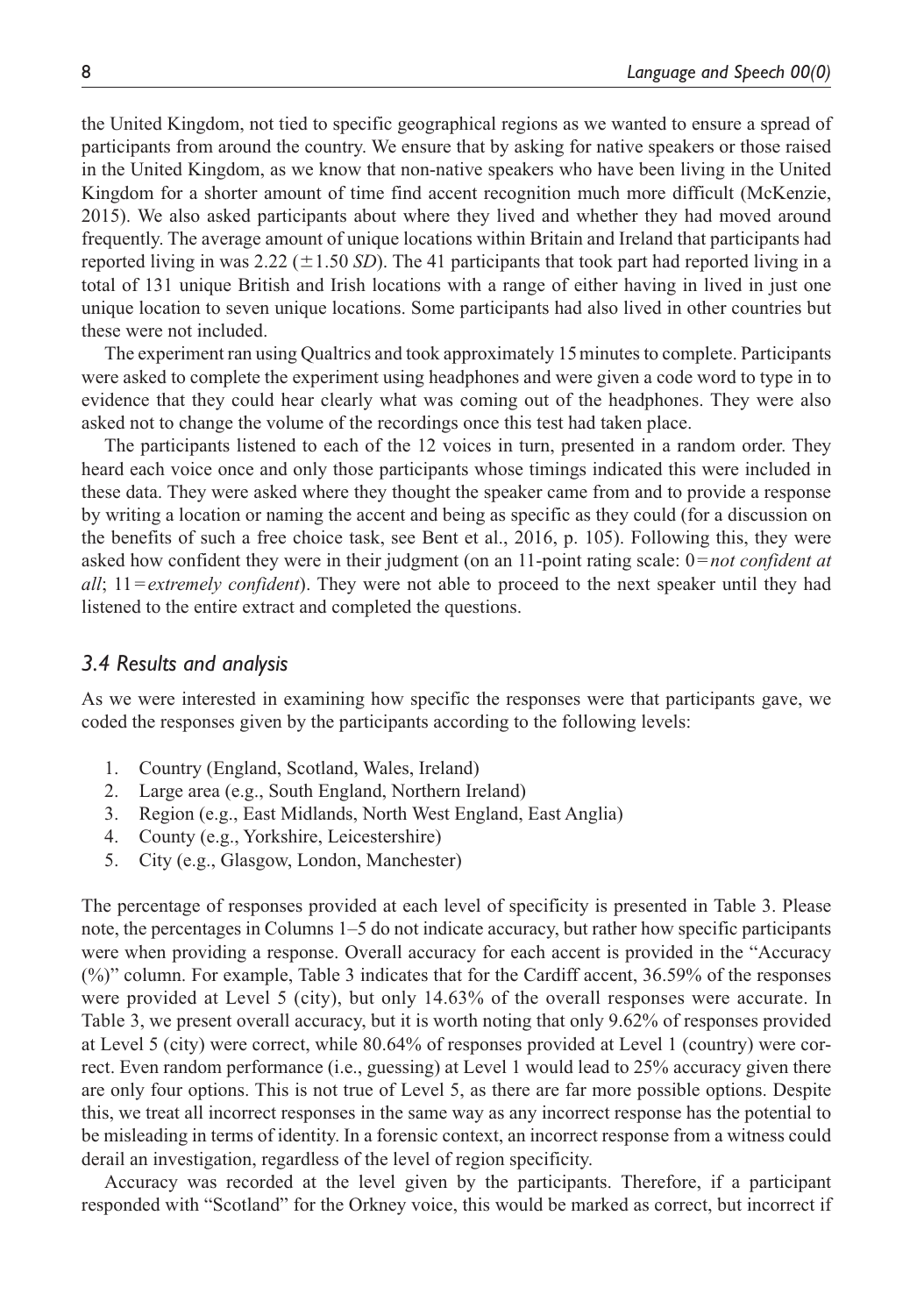the United Kingdom, not tied to specific geographical regions as we wanted to ensure a spread of participants from around the country. We ensure that by asking for native speakers or those raised in the United Kingdom, as we know that non-native speakers who have been living in the United Kingdom for a shorter amount of time find accent recognition much more difficult (McKenzie, 2015). We also asked participants about where they lived and whether they had moved around frequently. The average amount of unique locations within Britain and Ireland that participants had reported living in was 2.22 ($\pm$1.50 *SD*). The 41 participants that took part had reported living in a total of 131 unique British and Irish locations with a range of either having in lived in just one unique location to seven unique locations. Some participants had also lived in other countries but these were not included.

The experiment ran using Qualtrics and took approximately 15 minutes to complete. Participants were asked to complete the experiment using headphones and were given a code word to type in to evidence that they could hear clearly what was coming out of the headphones. They were also asked not to change the volume of the recordings once this test had taken place.

The participants listened to each of the 12 voices in turn, presented in a random order. They heard each voice once and only those participants whose timings indicated this were included in these data. They were asked where they thought the speaker came from and to provide a response by writing a location or naming the accent and being as specific as they could (for a discussion on the benefits of such a free choice task, see Bent et al., 2016, p. 105). Following this, they were asked how confident they were in their judgment (on an 11-point rating scale: 0 = *not confident at all*; 11 = *extremely confident*). They were not able to proceed to the next speaker until they had listened to the entire extract and completed the questions.

### *3.4 Results and analysis*

As we were interested in examining how specific the responses were that participants gave, we coded the responses given by the participants according to the following levels:

1. Country (England, Scotland, Wales, Ireland)
2. Large area (e.g., South England, Northern Ireland)
3. Region (e.g., East Midlands, North West England, East Anglia)
4. County (e.g., Yorkshire, Leicestershire)
5. City (e.g., Glasgow, London, Manchester)

The percentage of responses provided at each level of specificity is presented in Table 3. Please note, the percentages in Columns 1–5 do not indicate accuracy, but rather how specific participants were when providing a response. Overall accuracy for each accent is provided in the "Accuracy (%)" column. For example, Table 3 indicates that for the Cardiff accent, 36.59% of the responses were provided at Level 5 (city), but only 14.63% of the overall responses were accurate. In Table 3, we present overall accuracy, but it is worth noting that only 9.62% of responses provided at Level 5 (city) were correct, while 80.64% of responses provided at Level 1 (country) were correct. Even random performance (i.e., guessing) at Level 1 would lead to 25% accuracy given there are only four options. This is not true of Level 5, as there are far more possible options. Despite this, we treat all incorrect responses in the same way as any incorrect response has the potential to be misleading in terms of identity. In a forensic context, an incorrect response from a witness could derail an investigation, regardless of the level of region specificity.

Accuracy was recorded at the level given by the participants. Therefore, if a participant responded with "Scotland" for the Orkney voice, this would be marked as correct, but incorrect if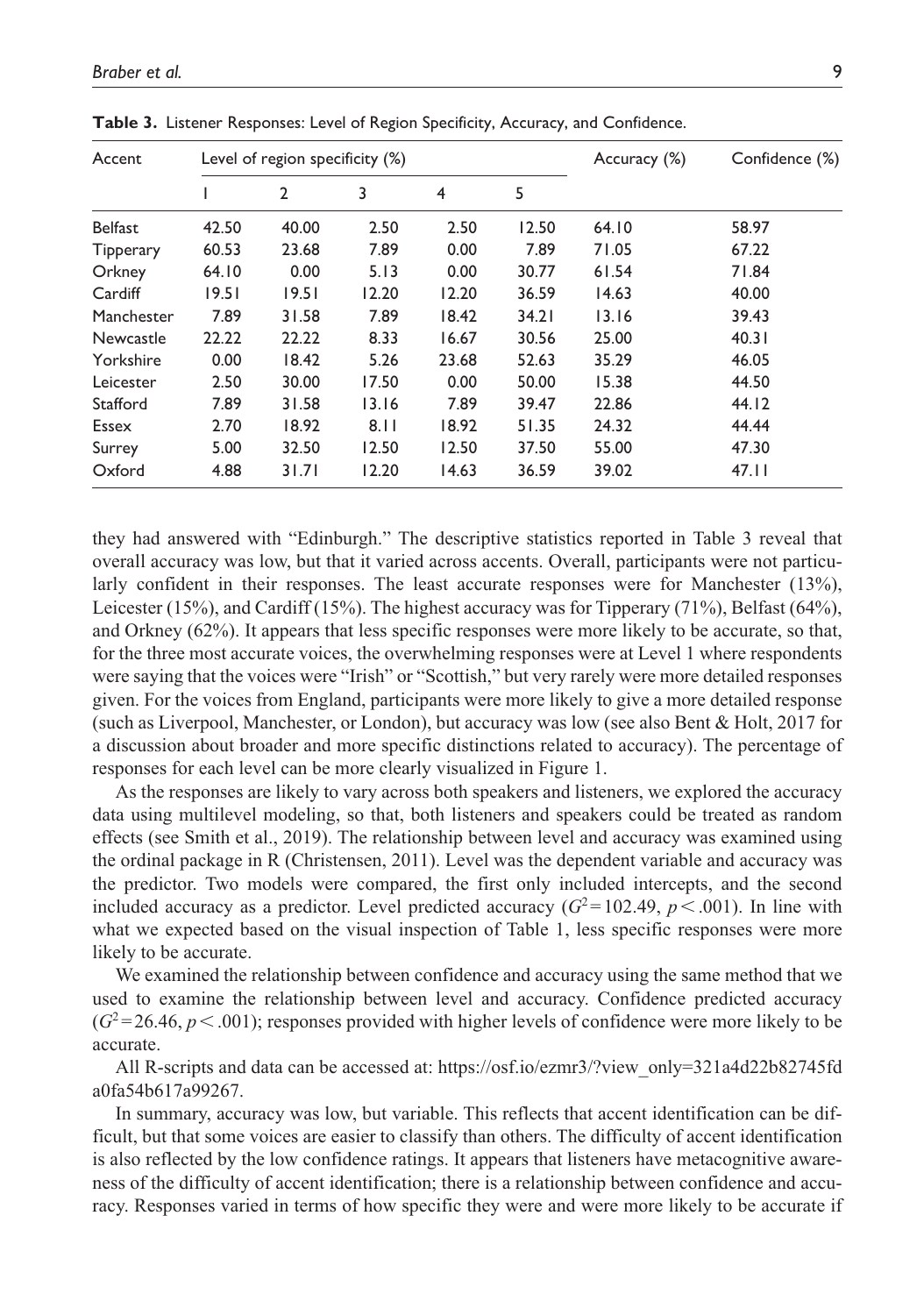**Table 3.** Listener Responses: Level of Region Specificity, Accuracy, and Confidence.

| Accent | Level of region specificity (%) | | | | | Accuracy (%) | Confidence (%) |
|---|---|---|---|---|---|---|---|
| | 1 | 2 | 3 | 4 | 5 | | |
| Belfast | 42.50 | 40.00 | 2.50 | 2.50 | 12.50 | 64.10 | 58.97 |
| Tipperary | 60.53 | 23.68 | 7.89 | 0.00 | 7.89 | 71.05 | 67.22 |
| Orkney | 64.10 | 0.00 | 5.13 | 0.00 | 30.77 | 61.54 | 71.84 |
| Cardiff | 19.51 | 19.51 | 12.20 | 12.20 | 36.59 | 14.63 | 40.00 |
| Manchester | 7.89 | 31.58 | 7.89 | 18.42 | 34.21 | 13.16 | 39.43 |
| Newcastle | 22.22 | 22.22 | 8.33 | 16.67 | 30.56 | 25.00 | 40.31 |
| Yorkshire | 0.00 | 18.42 | 5.26 | 23.68 | 52.63 | 35.29 | 46.05 |
| Leicester | 2.50 | 30.00 | 17.50 | 0.00 | 50.00 | 15.38 | 44.50 |
| Stafford | 7.89 | 31.58 | 13.16 | 7.89 | 39.47 | 22.86 | 44.12 |
| Essex | 2.70 | 18.92 | 8.11 | 18.92 | 51.35 | 24.32 | 44.44 |
| Surrey | 5.00 | 32.50 | 12.50 | 12.50 | 37.50 | 55.00 | 47.30 |
| Oxford | 4.88 | 31.71 | 12.20 | 14.63 | 36.59 | 39.02 | 47.11 |

they had answered with "Edinburgh." The descriptive statistics reported in Table 3 reveal that overall accuracy was low, but that it varied across accents. Overall, participants were not particularly confident in their responses. The least accurate responses were for Manchester (13%), Leicester (15%), and Cardiff (15%). The highest accuracy was for Tipperary (71%), Belfast (64%), and Orkney (62%). It appears that less specific responses were more likely to be accurate, so that, for the three most accurate voices, the overwhelming responses were at Level 1 where respondents were saying that the voices were "Irish" or "Scottish," but very rarely were more detailed responses given. For the voices from England, participants were more likely to give a more detailed response (such as Liverpool, Manchester, or London), but accuracy was low (see also Bent & Holt, 2017 for a discussion about broader and more specific distinctions related to accuracy). The percentage of responses for each level can be more clearly visualized in Figure 1.

As the responses are likely to vary across both speakers and listeners, we explored the accuracy data using multilevel modeling, so that, both listeners and speakers could be treated as random effects (see Smith et al., 2019). The relationship between level and accuracy was examined using the ordinal package in R (Christensen, 2011). Level was the dependent variable and accuracy was the predictor. Two models were compared, the first only included intercepts, and the second included accuracy as a predictor. Level predicted accuracy ($G^2 = 102.49$, $p < .001$). In line with what we expected based on the visual inspection of Table 1, less specific responses were more likely to be accurate.

We examined the relationship between confidence and accuracy using the same method that we used to examine the relationship between level and accuracy. Confidence predicted accuracy ($G^2 = 26.46$, $p < .001$); responses provided with higher levels of confidence were more likely to be accurate.

All R-scripts and data can be accessed at: https://osf.io/ezmr3/?view_only=321a4d22b82745fda0fa54b617a99267.

In summary, accuracy was low, but variable. This reflects that accent identification can be difficult, but that some voices are easier to classify than others. The difficulty of accent identification is also reflected by the low confidence ratings. It appears that listeners have metacognitive awareness of the difficulty of accent identification; there is a relationship between confidence and accuracy. Responses varied in terms of how specific they were and were more likely to be accurate if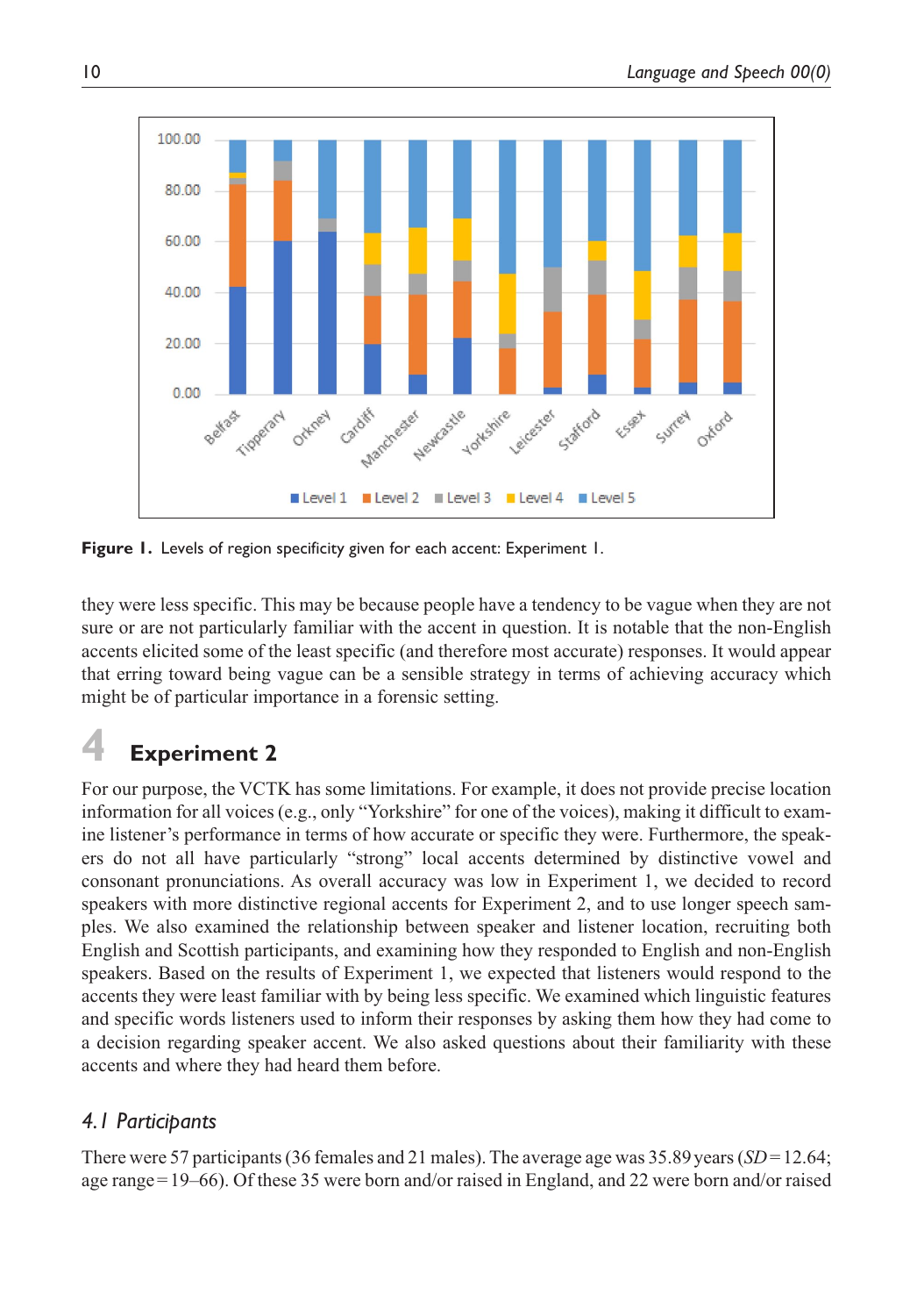Figure 1. Levels of region specificity given for each accent: Experiment 1.

they were less specific. This may be because people have a tendency to be vague when they are not sure or are not particularly familiar with the accent in question. It is notable that the non-English accents elicited some of the least specific (and therefore most accurate) responses. It would appear that erring toward being vague can be a sensible strategy in terms of achieving accuracy which might be of particular importance in a forensic setting.

# 4 Experiment 2

For our purpose, the VCTK has some limitations. For example, it does not provide precise location information for all voices (e.g., only "Yorkshire" for one of the voices), making it difficult to examine listener's performance in terms of how accurate or specific they were. Furthermore, the speakers do not all have particularly "strong" local accents determined by distinctive vowel and consonant pronunciations. As overall accuracy was low in Experiment 1, we decided to record speakers with more distinctive regional accents for Experiment 2, and to use longer speech samples. We also examined the relationship between speaker and listener location, recruiting both English and Scottish participants, and examining how they responded to English and non-English speakers. Based on the results of Experiment 1, we expected that listeners would respond to the accents they were least familiar with by being less specific. We examined which linguistic features and specific words listeners used to inform their responses by asking them how they had come to a decision regarding speaker accent. We also asked questions about their familiarity with these accents and where they had heard them before.

## *4.1 Participants*

There were 57 participants (36 females and 21 males). The average age was 35.89 years (*SD* = 12.64; age range = 19–66). Of these 35 were born and/or raised in England, and 22 were born and/or raised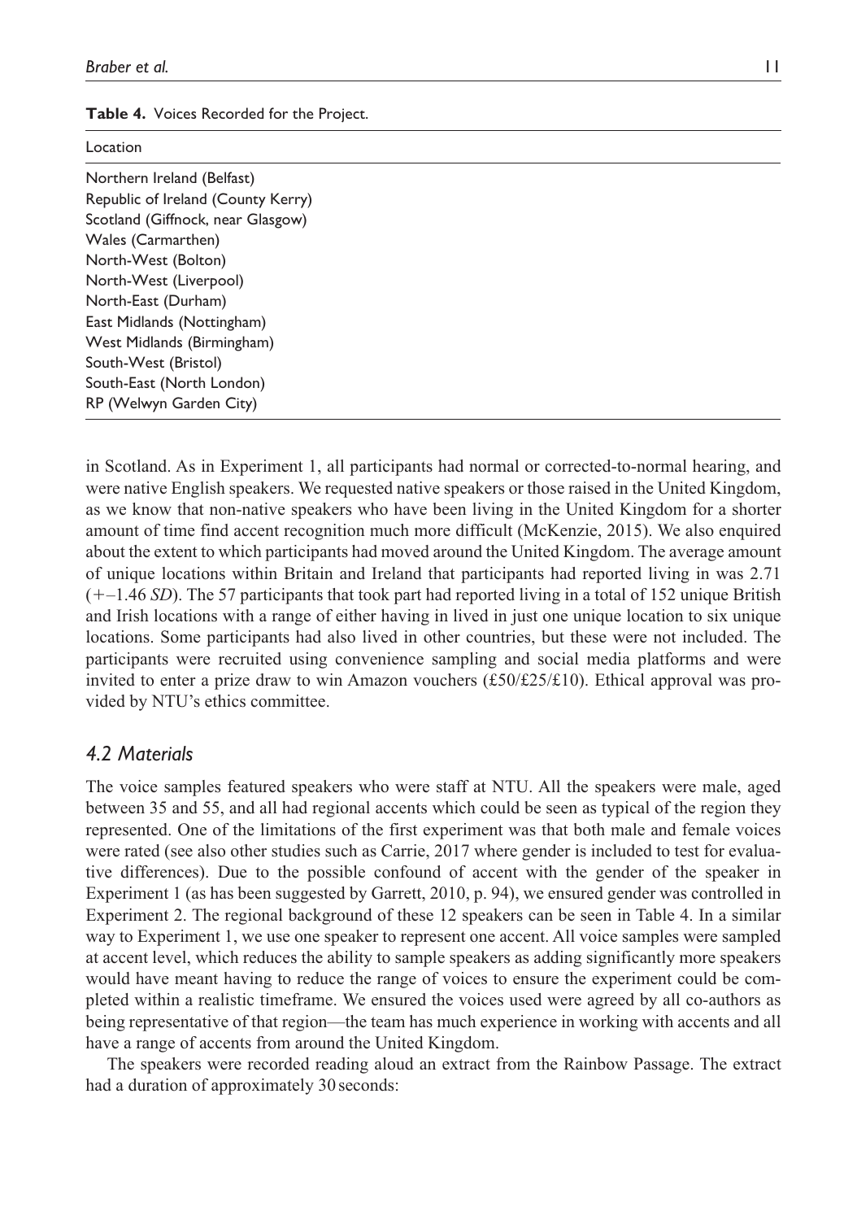**Table 4.** Voices Recorded for the Project.

| Location |
|---|
| Northern Ireland (Belfast) |
| Republic of Ireland (County Kerry) |
| Scotland (Giffnock, near Glasgow) |
| Wales (Carmarthen) |
| North-West (Bolton) |
| North-West (Liverpool) |
| North-East (Durham) |
| East Midlands (Nottingham) |
| West Midlands (Birmingham) |
| South-West (Bristol) |
| South-East (North London) |
| RP (Welwyn Garden City) |

in Scotland. As in Experiment 1, all participants had normal or corrected-to-normal hearing, and were native English speakers. We requested native speakers or those raised in the United Kingdom, as we know that non-native speakers who have been living in the United Kingdom for a shorter amount of time find accent recognition much more difficult (McKenzie, 2015). We also enquired about the extent to which participants had moved around the United Kingdom. The average amount of unique locations within Britain and Ireland that participants had reported living in was 2.71 (+−1.46 *SD*). The 57 participants that took part had reported living in a total of 152 unique British and Irish locations with a range of either having in lived in just one unique location to six unique locations. Some participants had also lived in other countries, but these were not included. The participants were recruited using convenience sampling and social media platforms and were invited to enter a prize draw to win Amazon vouchers (£50/£25/£10). Ethical approval was provided by NTU's ethics committee.

### *4.2 Materials*

The voice samples featured speakers who were staff at NTU. All the speakers were male, aged between 35 and 55, and all had regional accents which could be seen as typical of the region they represented. One of the limitations of the first experiment was that both male and female voices were rated (see also other studies such as Carrie, 2017 where gender is included to test for evaluative differences). Due to the possible confound of accent with the gender of the speaker in Experiment 1 (as has been suggested by Garrett, 2010, p. 94), we ensured gender was controlled in Experiment 2. The regional background of these 12 speakers can be seen in Table 4. In a similar way to Experiment 1, we use one speaker to represent one accent. All voice samples were sampled at accent level, which reduces the ability to sample speakers as adding significantly more speakers would have meant having to reduce the range of voices to ensure the experiment could be completed within a realistic timeframe. We ensured the voices used were agreed by all co-authors as being representative of that region—the team has much experience in working with accents and all have a range of accents from around the United Kingdom.

The speakers were recorded reading aloud an extract from the Rainbow Passage. The extract had a duration of approximately 30 seconds: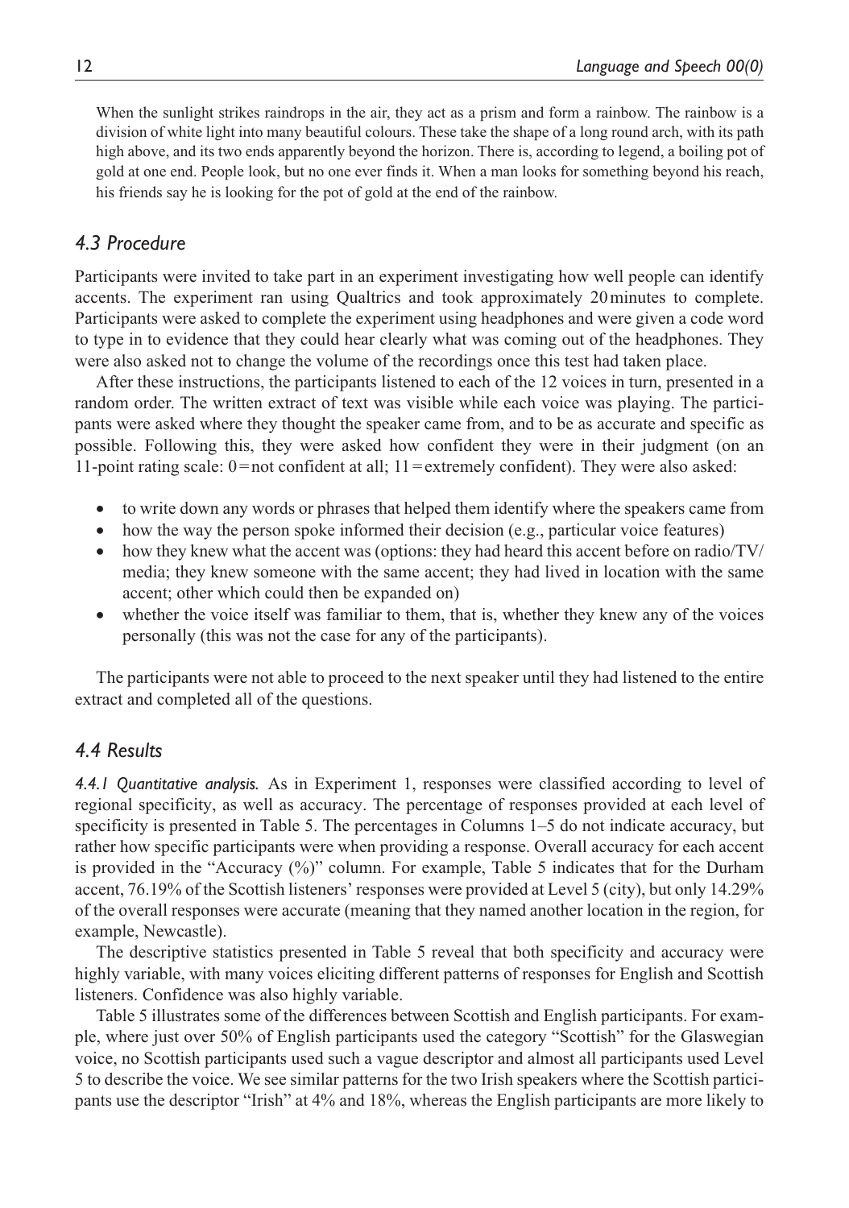When the sunlight strikes raindrops in the air, they act as a prism and form a rainbow. The rainbow is a division of white light into many beautiful colours. These take the shape of a long round arch, with its path high above, and its two ends apparently beyond the horizon. There is, according to legend, a boiling pot of gold at one end. People look, but no one ever finds it. When a man looks for something beyond his reach, his friends say he is looking for the pot of gold at the end of the rainbow.

## *4.3 Procedure*

Participants were invited to take part in an experiment investigating how well people can identify accents. The experiment ran using Qualtrics and took approximately 20 minutes to complete. Participants were asked to complete the experiment using headphones and were given a code word to type in to evidence that they could hear clearly what was coming out of the headphones. They were also asked not to change the volume of the recordings once this test had taken place.

After these instructions, the participants listened to each of the 12 voices in turn, presented in a random order. The written extract of text was visible while each voice was playing. The participants were asked where they thought the speaker came from, and to be as accurate and specific as possible. Following this, they were asked how confident they were in their judgment (on an 11-point rating scale: 0 = not confident at all; 11 = extremely confident). They were also asked:

- to write down any words or phrases that helped them identify where the speakers came from
- how the way the person spoke informed their decision (e.g., particular voice features)
- how they knew what the accent was (options: they had heard this accent before on radio/TV/media; they knew someone with the same accent; they had lived in location with the same accent; other which could then be expanded on)
- whether the voice itself was familiar to them, that is, whether they knew any of the voices personally (this was not the case for any of the participants).

The participants were not able to proceed to the next speaker until they had listened to the entire extract and completed all of the questions.

## *4.4 Results*

*4.4.1 Quantitative analysis.* As in Experiment 1, responses were classified according to level of regional specificity, as well as accuracy. The percentage of responses provided at each level of specificity is presented in Table 5. The percentages in Columns 1–5 do not indicate accuracy, but rather how specific participants were when providing a response. Overall accuracy for each accent is provided in the "Accuracy (%)" column. For example, Table 5 indicates that for the Durham accent, 76.19% of the Scottish listeners' responses were provided at Level 5 (city), but only 14.29% of the overall responses were accurate (meaning that they named another location in the region, for example, Newcastle).

The descriptive statistics presented in Table 5 reveal that both specificity and accuracy were highly variable, with many voices eliciting different patterns of responses for English and Scottish listeners. Confidence was also highly variable.

Table 5 illustrates some of the differences between Scottish and English participants. For example, where just over 50% of English participants used the category "Scottish" for the Glaswegian voice, no Scottish participants used such a vague descriptor and almost all participants used Level 5 to describe the voice. We see similar patterns for the two Irish speakers where the Scottish participants use the descriptor "Irish" at 4% and 18%, whereas the English participants are more likely to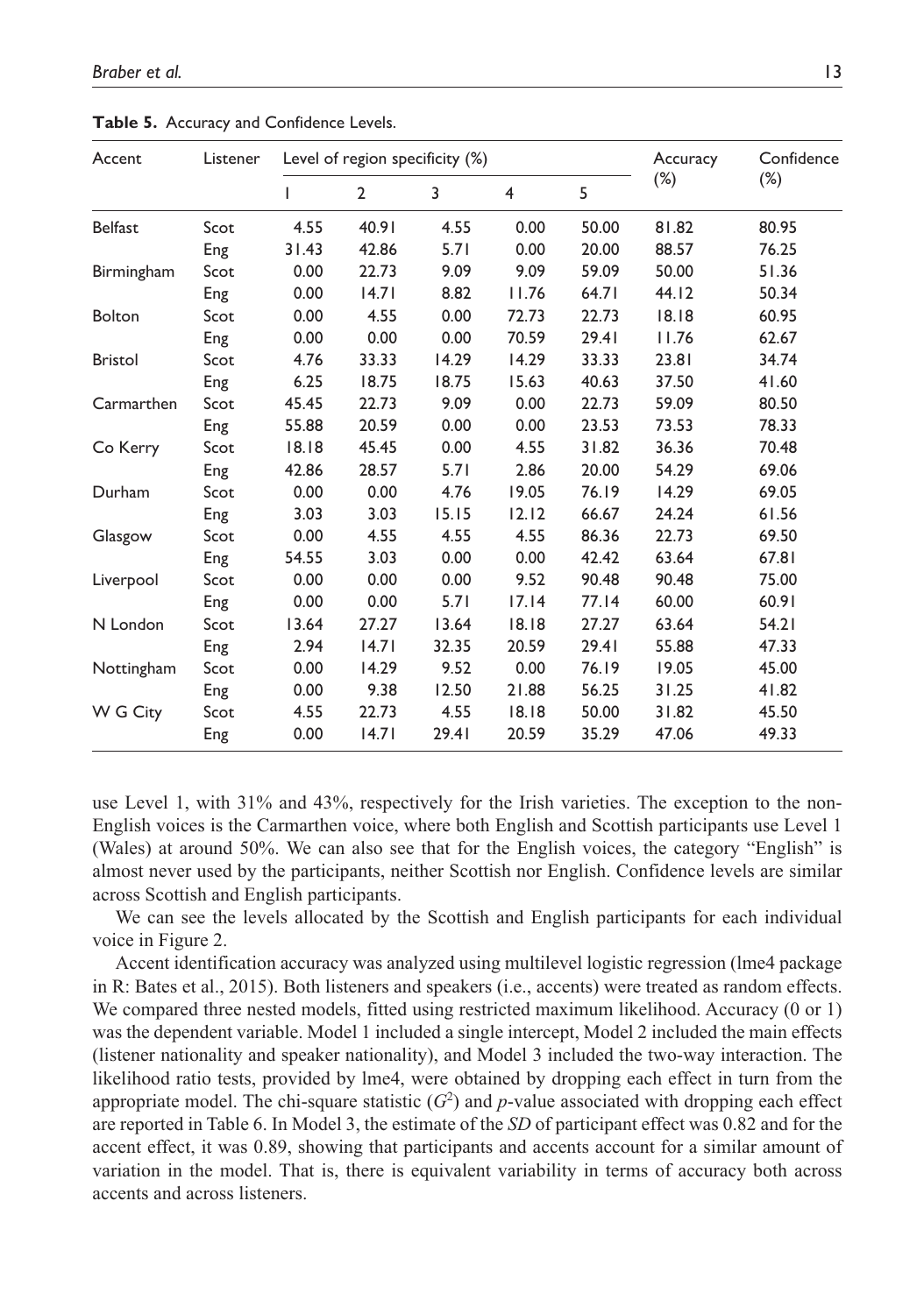**Table 5.** Accuracy and Confidence Levels.

| Accent | Listener | Level of region specificity (%) | | | | | Accuracy (%) | Confidence (%) |
|---|---|---|---|---|---|---|---|---|
| | | 1 | 2 | 3 | 4 | 5 | | |
| Belfast | Scot | 4.55 | 40.91 | 4.55 | 0.00 | 50.00 | 81.82 | 80.95 |
| | Eng | 31.43 | 42.86 | 5.71 | 0.00 | 20.00 | 88.57 | 76.25 |
| Birmingham | Scot | 0.00 | 22.73 | 9.09 | 9.09 | 59.09 | 50.00 | 51.36 |
| | Eng | 0.00 | 14.71 | 8.82 | 11.76 | 64.71 | 44.12 | 50.34 |
| Bolton | Scot | 0.00 | 4.55 | 0.00 | 72.73 | 22.73 | 18.18 | 60.95 |
| | Eng | 0.00 | 0.00 | 0.00 | 70.59 | 29.41 | 11.76 | 62.67 |
| Bristol | Scot | 4.76 | 33.33 | 14.29 | 14.29 | 33.33 | 23.81 | 34.74 |
| | Eng | 6.25 | 18.75 | 18.75 | 15.63 | 40.63 | 37.50 | 41.60 |
| Carmarthen | Scot | 45.45 | 22.73 | 9.09 | 0.00 | 22.73 | 59.09 | 80.50 |
| | Eng | 55.88 | 20.59 | 0.00 | 0.00 | 23.53 | 73.53 | 78.33 |
| Co Kerry | Scot | 18.18 | 45.45 | 0.00 | 4.55 | 31.82 | 36.36 | 70.48 |
| | Eng | 42.86 | 28.57 | 5.71 | 2.86 | 20.00 | 54.29 | 69.06 |
| Durham | Scot | 0.00 | 0.00 | 4.76 | 19.05 | 76.19 | 14.29 | 69.05 |
| | Eng | 3.03 | 3.03 | 15.15 | 12.12 | 66.67 | 24.24 | 61.56 |
| Glasgow | Scot | 0.00 | 4.55 | 4.55 | 4.55 | 86.36 | 22.73 | 69.50 |
| | Eng | 54.55 | 3.03 | 0.00 | 0.00 | 42.42 | 63.64 | 67.81 |
| Liverpool | Scot | 0.00 | 0.00 | 0.00 | 9.52 | 90.48 | 90.48 | 75.00 |
| | Eng | 0.00 | 0.00 | 5.71 | 17.14 | 77.14 | 60.00 | 60.91 |
| N London | Scot | 13.64 | 27.27 | 13.64 | 18.18 | 27.27 | 63.64 | 54.21 |
| | Eng | 2.94 | 14.71 | 32.35 | 20.59 | 29.41 | 55.88 | 47.33 |
| Nottingham | Scot | 0.00 | 14.29 | 9.52 | 0.00 | 76.19 | 19.05 | 45.00 |
| | Eng | 0.00 | 9.38 | 12.50 | 21.88 | 56.25 | 31.25 | 41.82 |
| W G City | Scot | 4.55 | 22.73 | 4.55 | 18.18 | 50.00 | 31.82 | 45.50 |
| | Eng | 0.00 | 14.71 | 29.41 | 20.59 | 35.29 | 47.06 | 49.33 |

use Level 1, with 31% and 43%, respectively for the Irish varieties. The exception to the non-English voices is the Carmarthen voice, where both English and Scottish participants use Level 1 (Wales) at around 50%. We can also see that for the English voices, the category "English" is almost never used by the participants, neither Scottish nor English. Confidence levels are similar across Scottish and English participants.

We can see the levels allocated by the Scottish and English participants for each individual voice in Figure 2.

Accent identification accuracy was analyzed using multilevel logistic regression (lme4 package in R: Bates et al., 2015). Both listeners and speakers (i.e., accents) were treated as random effects. We compared three nested models, fitted using restricted maximum likelihood. Accuracy (0 or 1) was the dependent variable. Model 1 included a single intercept, Model 2 included the main effects (listener nationality and speaker nationality), and Model 3 included the two-way interaction. The likelihood ratio tests, provided by lme4, were obtained by dropping each effect in turn from the appropriate model. The chi-square statistic ($G^2$) and $p$-value associated with dropping each effect are reported in Table 6. In Model 3, the estimate of the *SD* of participant effect was 0.82 and for the accent effect, it was 0.89, showing that participants and accents account for a similar amount of variation in the model. That is, there is equivalent variability in terms of accuracy both across accents and across listeners.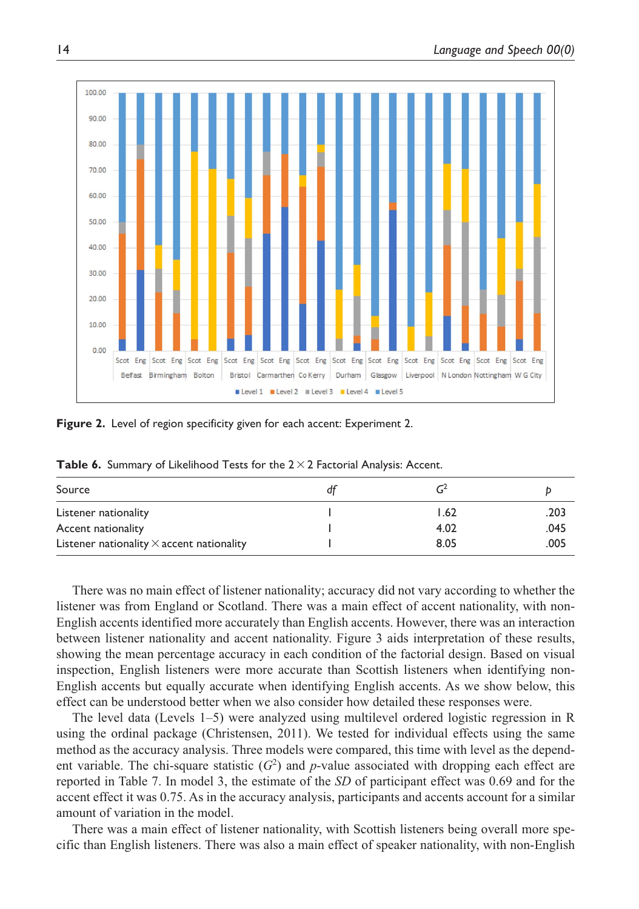**Figure 2.** Level of region specificity given for each accent: Experiment 2.

**Table 6.** Summary of Likelihood Tests for the 2 × 2 Factorial Analysis: Accent.

| Source | *df* | $G^2$ | *p* |
|---|---|---|---|
| Listener nationality | 1 | 1.62 | .203 |
| Accent nationality | 1 | 4.02 | .045 |
| Listener nationality × accent nationality | 1 | 8.05 | .005 |

There was no main effect of listener nationality; accuracy did not vary according to whether the listener was from England or Scotland. There was a main effect of accent nationality, with non-English accents identified more accurately than English accents. However, there was an interaction between listener nationality and accent nationality. Figure 3 aids interpretation of these results, showing the mean percentage accuracy in each condition of the factorial design. Based on visual inspection, English listeners were more accurate than Scottish listeners when identifying non-English accents but equally accurate when identifying English accents. As we show below, this effect can be understood better when we also consider how detailed these responses were.

The level data (Levels 1–5) were analyzed using multilevel ordered logistic regression in R using the ordinal package (Christensen, 2011). We tested for individual effects using the same method as the accuracy analysis. Three models were compared, this time with level as the dependent variable. The chi-square statistic ($G^2$) and *p*-value associated with dropping each effect are reported in Table 7. In model 3, the estimate of the *SD* of participant effect was 0.69 and for the accent effect it was 0.75. As in the accuracy analysis, participants and accents account for a similar amount of variation in the model.

There was a main effect of listener nationality, with Scottish listeners being overall more specific than English listeners. There was also a main effect of speaker nationality, with non-English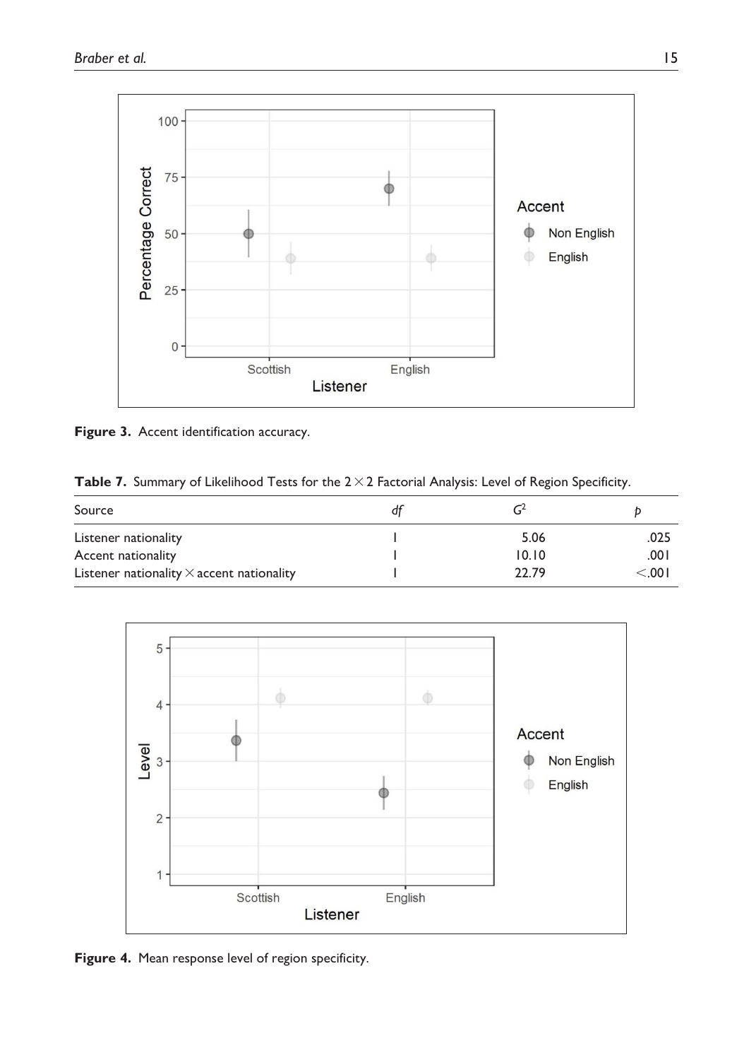**Figure 3.** Accent identification accuracy.

**Table 7.** Summary of Likelihood Tests for the 2 × 2 Factorial Analysis: Level of Region Specificity.

| Source | *df* | $G^2$ | *p* |
|---|---|---|---|
| Listener nationality | 1 | 5.06 | .025 |
| Accent nationality | 1 | 10.10 | .001 |
| Listener nationality × accent nationality | 1 | 22.79 | <.001 |

**Figure 4.** Mean response level of region specificity.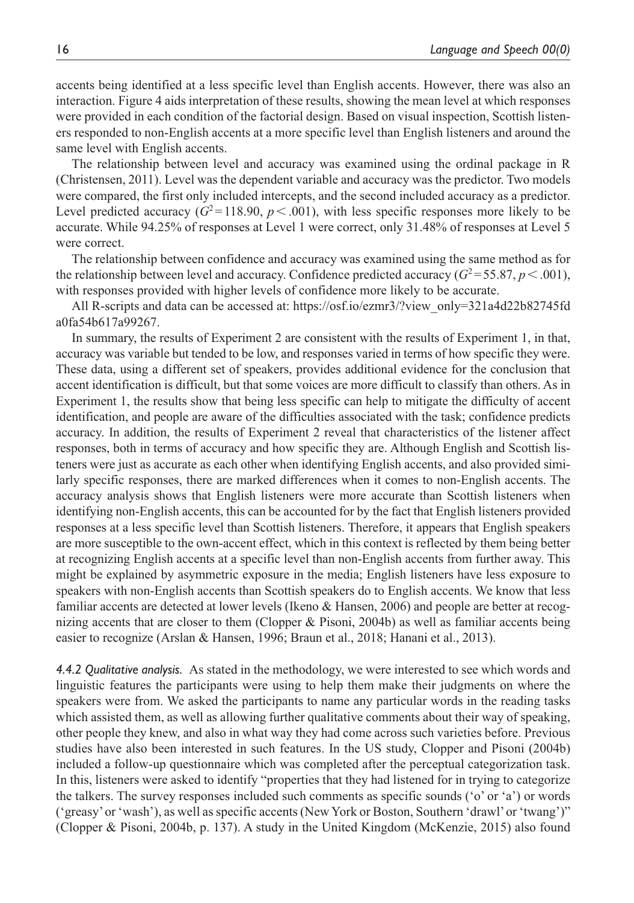accents being identified at a less specific level than English accents. However, there was also an interaction. Figure 4 aids interpretation of these results, showing the mean level at which responses were provided in each condition of the factorial design. Based on visual inspection, Scottish listeners responded to non-English accents at a more specific level than English listeners and around the same level with English accents.

The relationship between level and accuracy was examined using the ordinal package in R (Christensen, 2011). Level was the dependent variable and accuracy was the predictor. Two models were compared, the first only included intercepts, and the second included accuracy as a predictor. Level predicted accuracy ($G^2 = 118.90$, $p < .001$), with less specific responses more likely to be accurate. While 94.25% of responses at Level 1 were correct, only 31.48% of responses at Level 5 were correct.

The relationship between confidence and accuracy was examined using the same method as for the relationship between level and accuracy. Confidence predicted accuracy ($G^2 = 55.87$, $p < .001$), with responses provided with higher levels of confidence more likely to be accurate.

All R-scripts and data can be accessed at: https://osf.io/ezmr3/?view_only=321a4d22b82745fda0fa54b617a99267.

In summary, the results of Experiment 2 are consistent with the results of Experiment 1, in that, accuracy was variable but tended to be low, and responses varied in terms of how specific they were. These data, using a different set of speakers, provides additional evidence for the conclusion that accent identification is difficult, but that some voices are more difficult to classify than others. As in Experiment 1, the results show that being less specific can help to mitigate the difficulty of accent identification, and people are aware of the difficulties associated with the task; confidence predicts accuracy. In addition, the results of Experiment 2 reveal that characteristics of the listener affect responses, both in terms of accuracy and how specific they are. Although English and Scottish listeners were just as accurate as each other when identifying English accents, and also provided similarly specific responses, there are marked differences when it comes to non-English accents. The accuracy analysis shows that English listeners were more accurate than Scottish listeners when identifying non-English accents, this can be accounted for by the fact that English listeners provided responses at a less specific level than Scottish listeners. Therefore, it appears that English speakers are more susceptible to the own-accent effect, which in this context is reflected by them being better at recognizing English accents at a specific level than non-English accents from further away. This might be explained by asymmetric exposure in the media; English listeners have less exposure to speakers with non-English accents than Scottish speakers do to English accents. We know that less familiar accents are detected at lower levels (Ikeno & Hansen, 2006) and people are better at recognizing accents that are closer to them (Clopper & Pisoni, 2004b) as well as familiar accents being easier to recognize (Arslan & Hansen, 1996; Braun et al., 2018; Hanani et al., 2013).

*4.4.2 Qualitative analysis.* As stated in the methodology, we were interested to see which words and linguistic features the participants were using to help them make their judgments on where the speakers were from. We asked the participants to name any particular words in the reading tasks which assisted them, as well as allowing further qualitative comments about their way of speaking, other people they knew, and also in what way they had come across such varieties before. Previous studies have also been interested in such features. In the US study, Clopper and Pisoni (2004b) included a follow-up questionnaire which was completed after the perceptual categorization task. In this, listeners were asked to identify "properties that they had listened for in trying to categorize the talkers. The survey responses included such comments as specific sounds ('o' or 'a') or words ('greasy' or 'wash'), as well as specific accents (New York or Boston, Southern 'drawl' or 'twang')" (Clopper & Pisoni, 2004b, p. 137). A study in the United Kingdom (McKenzie, 2015) also found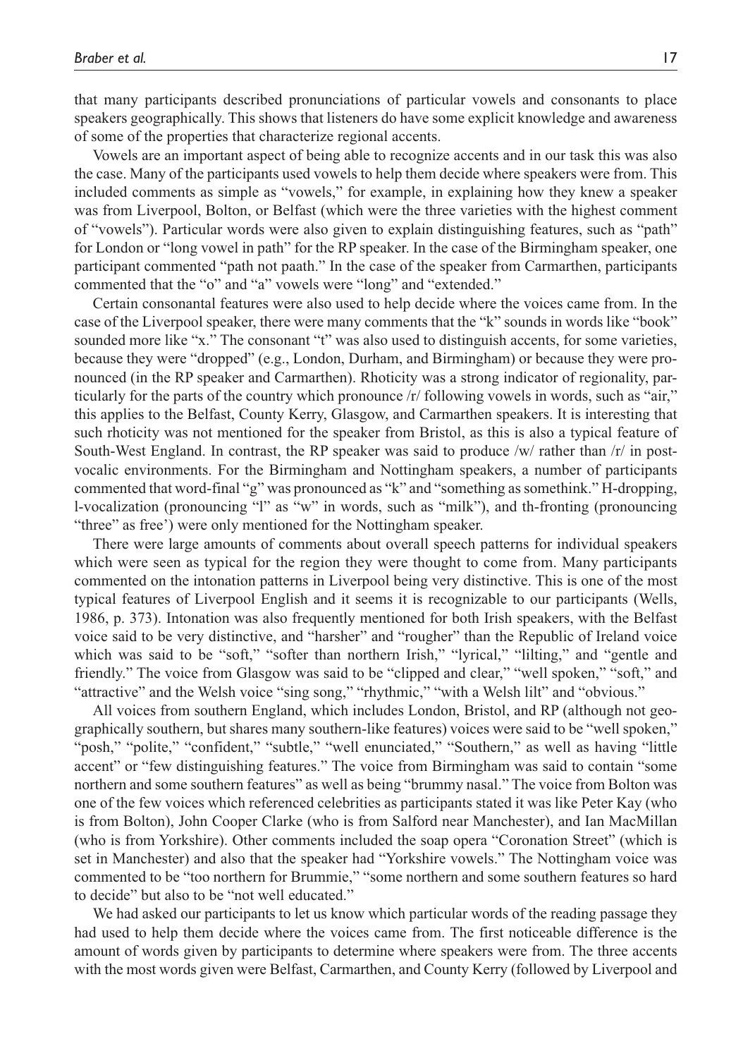that many participants described pronunciations of particular vowels and consonants to place speakers geographically. This shows that listeners do have some explicit knowledge and awareness of some of the properties that characterize regional accents.

Vowels are an important aspect of being able to recognize accents and in our task this was also the case. Many of the participants used vowels to help them decide where speakers were from. This included comments as simple as "vowels," for example, in explaining how they knew a speaker was from Liverpool, Bolton, or Belfast (which were the three varieties with the highest comment of "vowels"). Particular words were also given to explain distinguishing features, such as "path" for London or "long vowel in path" for the RP speaker. In the case of the Birmingham speaker, one participant commented "path not paath." In the case of the speaker from Carmarthen, participants commented that the "o" and "a" vowels were "long" and "extended."

Certain consonantal features were also used to help decide where the voices came from. In the case of the Liverpool speaker, there were many comments that the "k" sounds in words like "book" sounded more like "x." The consonant "t" was also used to distinguish accents, for some varieties, because they were "dropped" (e.g., London, Durham, and Birmingham) or because they were pronounced (in the RP speaker and Carmarthen). Rhoticity was a strong indicator of regionality, particularly for the parts of the country which pronounce /r/ following vowels in words, such as "air," this applies to the Belfast, County Kerry, Glasgow, and Carmarthen speakers. It is interesting that such rhoticity was not mentioned for the speaker from Bristol, as this is also a typical feature of South-West England. In contrast, the RP speaker was said to produce /w/ rather than /r/ in post-vocalic environments. For the Birmingham and Nottingham speakers, a number of participants commented that word-final "g" was pronounced as "k" and "something as somethink." H-dropping, l-vocalization (pronouncing "l" as "w" in words, such as "milk"), and th-fronting (pronouncing "three" as free') were only mentioned for the Nottingham speaker.

There were large amounts of comments about overall speech patterns for individual speakers which were seen as typical for the region they were thought to come from. Many participants commented on the intonation patterns in Liverpool being very distinctive. This is one of the most typical features of Liverpool English and it seems it is recognizable to our participants (Wells, 1986, p. 373). Intonation was also frequently mentioned for both Irish speakers, with the Belfast voice said to be very distinctive, and "harsher" and "rougher" than the Republic of Ireland voice which was said to be "soft," "softer than northern Irish," "lyrical," "lilting," and "gentle and friendly." The voice from Glasgow was said to be "clipped and clear," "well spoken," "soft," and "attractive" and the Welsh voice "sing song," "rhythmic," "with a Welsh lilt" and "obvious."

All voices from southern England, which includes London, Bristol, and RP (although not geographically southern, but shares many southern-like features) voices were said to be "well spoken," "posh," "polite," "confident," "subtle," "well enunciated," "Southern," as well as having "little accent" or "few distinguishing features." The voice from Birmingham was said to contain "some northern and some southern features" as well as being "brummy nasal." The voice from Bolton was one of the few voices which referenced celebrities as participants stated it was like Peter Kay (who is from Bolton), John Cooper Clarke (who is from Salford near Manchester), and Ian MacMillan (who is from Yorkshire). Other comments included the soap opera "Coronation Street" (which is set in Manchester) and also that the speaker had "Yorkshire vowels." The Nottingham voice was commented to be "too northern for Brummie," "some northern and some southern features so hard to decide" but also to be "not well educated."

We had asked our participants to let us know which particular words of the reading passage they had used to help them decide where the voices came from. The first noticeable difference is the amount of words given by participants to determine where speakers were from. The three accents with the most words given were Belfast, Carmarthen, and County Kerry (followed by Liverpool and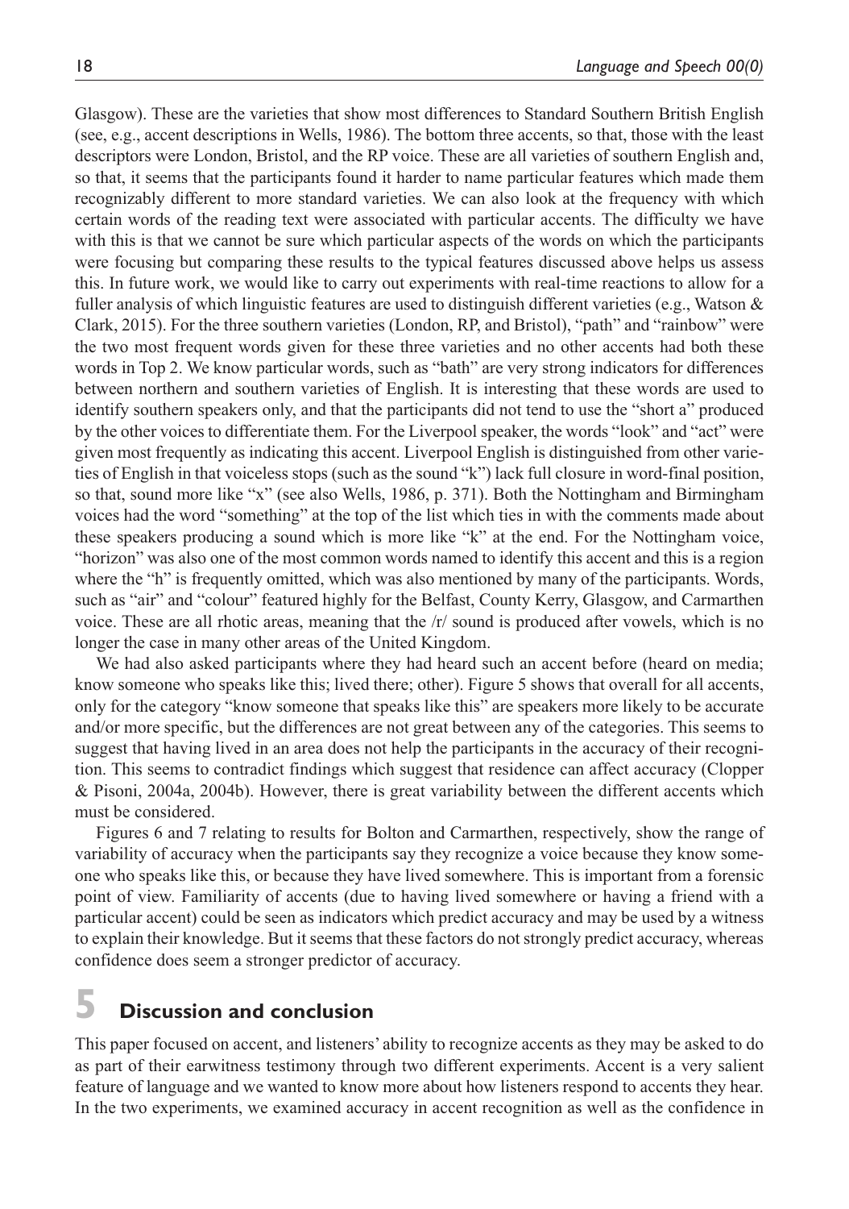Glasgow). These are the varieties that show most differences to Standard Southern British English (see, e.g., accent descriptions in Wells, 1986). The bottom three accents, so that, those with the least descriptors were London, Bristol, and the RP voice. These are all varieties of southern English and, so that, it seems that the participants found it harder to name particular features which made them recognizably different to more standard varieties. We can also look at the frequency with which certain words of the reading text were associated with particular accents. The difficulty we have with this is that we cannot be sure which particular aspects of the words on which the participants were focusing but comparing these results to the typical features discussed above helps us assess this. In future work, we would like to carry out experiments with real-time reactions to allow for a fuller analysis of which linguistic features are used to distinguish different varieties (e.g., Watson & Clark, 2015). For the three southern varieties (London, RP, and Bristol), "path" and "rainbow" were the two most frequent words given for these three varieties and no other accents had both these words in Top 2. We know particular words, such as "bath" are very strong indicators for differences between northern and southern varieties of English. It is interesting that these words are used to identify southern speakers only, and that the participants did not tend to use the "short a" produced by the other voices to differentiate them. For the Liverpool speaker, the words "look" and "act" were given most frequently as indicating this accent. Liverpool English is distinguished from other varieties of English in that voiceless stops (such as the sound "k") lack full closure in word-final position, so that, sound more like "x" (see also Wells, 1986, p. 371). Both the Nottingham and Birmingham voices had the word "something" at the top of the list which ties in with the comments made about these speakers producing a sound which is more like "k" at the end. For the Nottingham voice, "horizon" was also one of the most common words named to identify this accent and this is a region where the "h" is frequently omitted, which was also mentioned by many of the participants. Words, such as "air" and "colour" featured highly for the Belfast, County Kerry, Glasgow, and Carmarthen voice. These are all rhotic areas, meaning that the /r/ sound is produced after vowels, which is no longer the case in many other areas of the United Kingdom.

We had also asked participants where they had heard such an accent before (heard on media; know someone who speaks like this; lived there; other). Figure 5 shows that overall for all accents, only for the category "know someone that speaks like this" are speakers more likely to be accurate and/or more specific, but the differences are not great between any of the categories. This seems to suggest that having lived in an area does not help the participants in the accuracy of their recognition. This seems to contradict findings which suggest that residence can affect accuracy (Clopper & Pisoni, 2004a, 2004b). However, there is great variability between the different accents which must be considered.

Figures 6 and 7 relating to results for Bolton and Carmarthen, respectively, show the range of variability of accuracy when the participants say they recognize a voice because they know someone who speaks like this, or because they have lived somewhere. This is important from a forensic point of view. Familiarity of accents (due to having lived somewhere or having a friend with a particular accent) could be seen as indicators which predict accuracy and may be used by a witness to explain their knowledge. But it seems that these factors do not strongly predict accuracy, whereas confidence does seem a stronger predictor of accuracy.

# 5 Discussion and conclusion

This paper focused on accent, and listeners' ability to recognize accents as they may be asked to do as part of their earwitness testimony through two different experiments. Accent is a very salient feature of language and we wanted to know more about how listeners respond to accents they hear. In the two experiments, we examined accuracy in accent recognition as well as the confidence in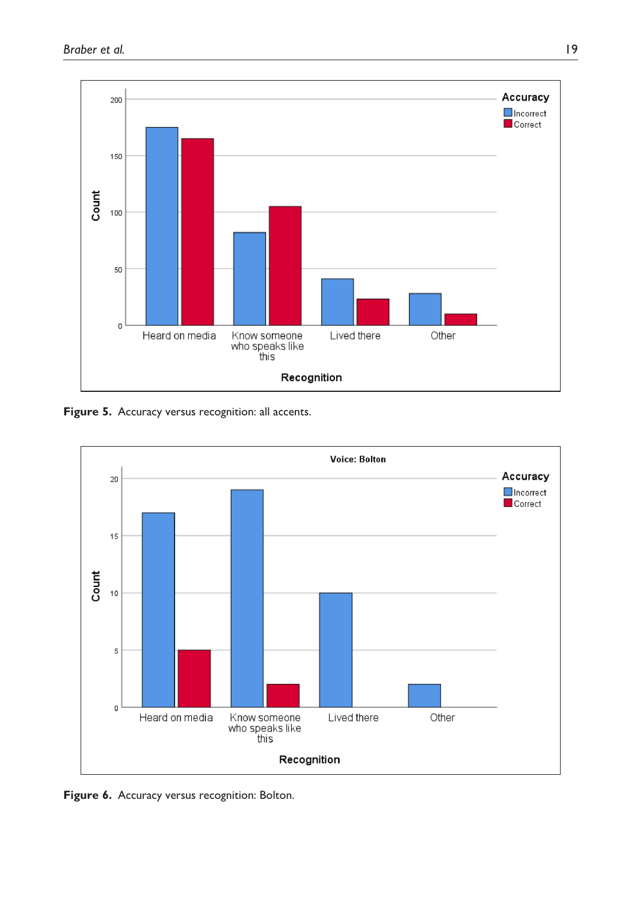Figure 5. Accuracy versus recognition: all accents.

Figure 6. Accuracy versus recognition: Bolton.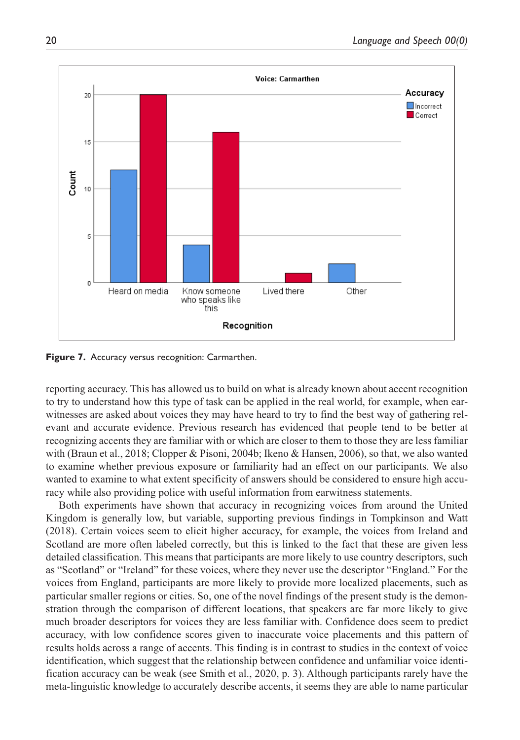**Figure 7.** Accuracy versus recognition: Carmarthen.

reporting accuracy. This has allowed us to build on what is already known about accent recognition to try to understand how this type of task can be applied in the real world, for example, when earwitnesses are asked about voices they may have heard to try to find the best way of gathering relevant and accurate evidence. Previous research has evidenced that people tend to be better at recognizing accents they are familiar with or which are closer to them to those they are less familiar with (Braun et al., 2018; Clopper & Pisoni, 2004b; Ikeno & Hansen, 2006), so that, we also wanted to examine whether previous exposure or familiarity had an effect on our participants. We also wanted to examine to what extent specificity of answers should be considered to ensure high accuracy while also providing police with useful information from earwitness statements.

Both experiments have shown that accuracy in recognizing voices from around the United Kingdom is generally low, but variable, supporting previous findings in Tompkinson and Watt (2018). Certain voices seem to elicit higher accuracy, for example, the voices from Ireland and Scotland are more often labeled correctly, but this is linked to the fact that these are given less detailed classification. This means that participants are more likely to use country descriptors, such as "Scotland" or "Ireland" for these voices, where they never use the descriptor "England." For the voices from England, participants are more likely to provide more localized placements, such as particular smaller regions or cities. So, one of the novel findings of the present study is the demonstration through the comparison of different locations, that speakers are far more likely to give much broader descriptors for voices they are less familiar with. Confidence does seem to predict accuracy, with low confidence scores given to inaccurate voice placements and this pattern of results holds across a range of accents. This finding is in contrast to studies in the context of voice identification, which suggest that the relationship between confidence and unfamiliar voice identification accuracy can be weak (see Smith et al., 2020, p. 3). Although participants rarely have the meta-linguistic knowledge to accurately describe accents, it seems they are able to name particular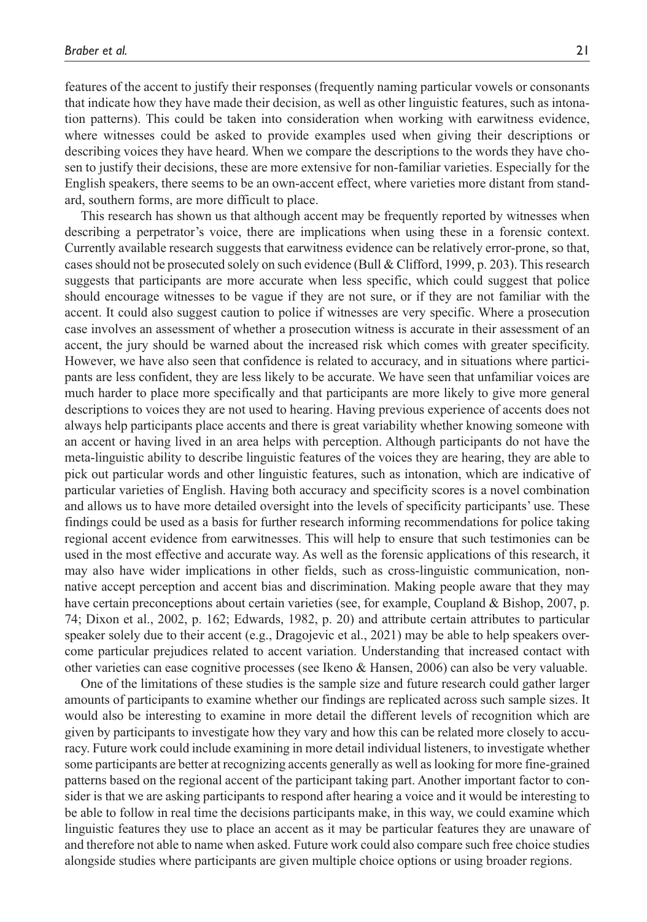features of the accent to justify their responses (frequently naming particular vowels or consonants that indicate how they have made their decision, as well as other linguistic features, such as intonation patterns). This could be taken into consideration when working with earwitness evidence, where witnesses could be asked to provide examples used when giving their descriptions or describing voices they have heard. When we compare the descriptions to the words they have chosen to justify their decisions, these are more extensive for non-familiar varieties. Especially for the English speakers, there seems to be an own-accent effect, where varieties more distant from standard, southern forms, are more difficult to place.

This research has shown us that although accent may be frequently reported by witnesses when describing a perpetrator's voice, there are implications when using these in a forensic context. Currently available research suggests that earwitness evidence can be relatively error-prone, so that, cases should not be prosecuted solely on such evidence (Bull & Clifford, 1999, p. 203). This research suggests that participants are more accurate when less specific, which could suggest that police should encourage witnesses to be vague if they are not sure, or if they are not familiar with the accent. It could also suggest caution to police if witnesses are very specific. Where a prosecution case involves an assessment of whether a prosecution witness is accurate in their assessment of an accent, the jury should be warned about the increased risk which comes with greater specificity. However, we have also seen that confidence is related to accuracy, and in situations where participants are less confident, they are less likely to be accurate. We have seen that unfamiliar voices are much harder to place more specifically and that participants are more likely to give more general descriptions to voices they are not used to hearing. Having previous experience of accents does not always help participants place accents and there is great variability whether knowing someone with an accent or having lived in an area helps with perception. Although participants do not have the meta-linguistic ability to describe linguistic features of the voices they are hearing, they are able to pick out particular words and other linguistic features, such as intonation, which are indicative of particular varieties of English. Having both accuracy and specificity scores is a novel combination and allows us to have more detailed oversight into the levels of specificity participants' use. These findings could be used as a basis for further research informing recommendations for police taking regional accent evidence from earwitnesses. This will help to ensure that such testimonies can be used in the most effective and accurate way. As well as the forensic applications of this research, it may also have wider implications in other fields, such as cross-linguistic communication, non-native accept perception and accent bias and discrimination. Making people aware that they may have certain preconceptions about certain varieties (see, for example, Coupland & Bishop, 2007, p. 74; Dixon et al., 2002, p. 162; Edwards, 1982, p. 20) and attribute certain attributes to particular speaker solely due to their accent (e.g., Dragojevic et al., 2021) may be able to help speakers overcome particular prejudices related to accent variation. Understanding that increased contact with other varieties can ease cognitive processes (see Ikeno & Hansen, 2006) can also be very valuable.

One of the limitations of these studies is the sample size and future research could gather larger amounts of participants to examine whether our findings are replicated across such sample sizes. It would also be interesting to examine in more detail the different levels of recognition which are given by participants to investigate how they vary and how this can be related more closely to accuracy. Future work could include examining in more detail individual listeners, to investigate whether some participants are better at recognizing accents generally as well as looking for more fine-grained patterns based on the regional accent of the participant taking part. Another important factor to consider is that we are asking participants to respond after hearing a voice and it would be interesting to be able to follow in real time the decisions participants make, in this way, we could examine which linguistic features they use to place an accent as it may be particular features they are unaware of and therefore not able to name when asked. Future work could also compare such free choice studies alongside studies where participants are given multiple choice options or using broader regions.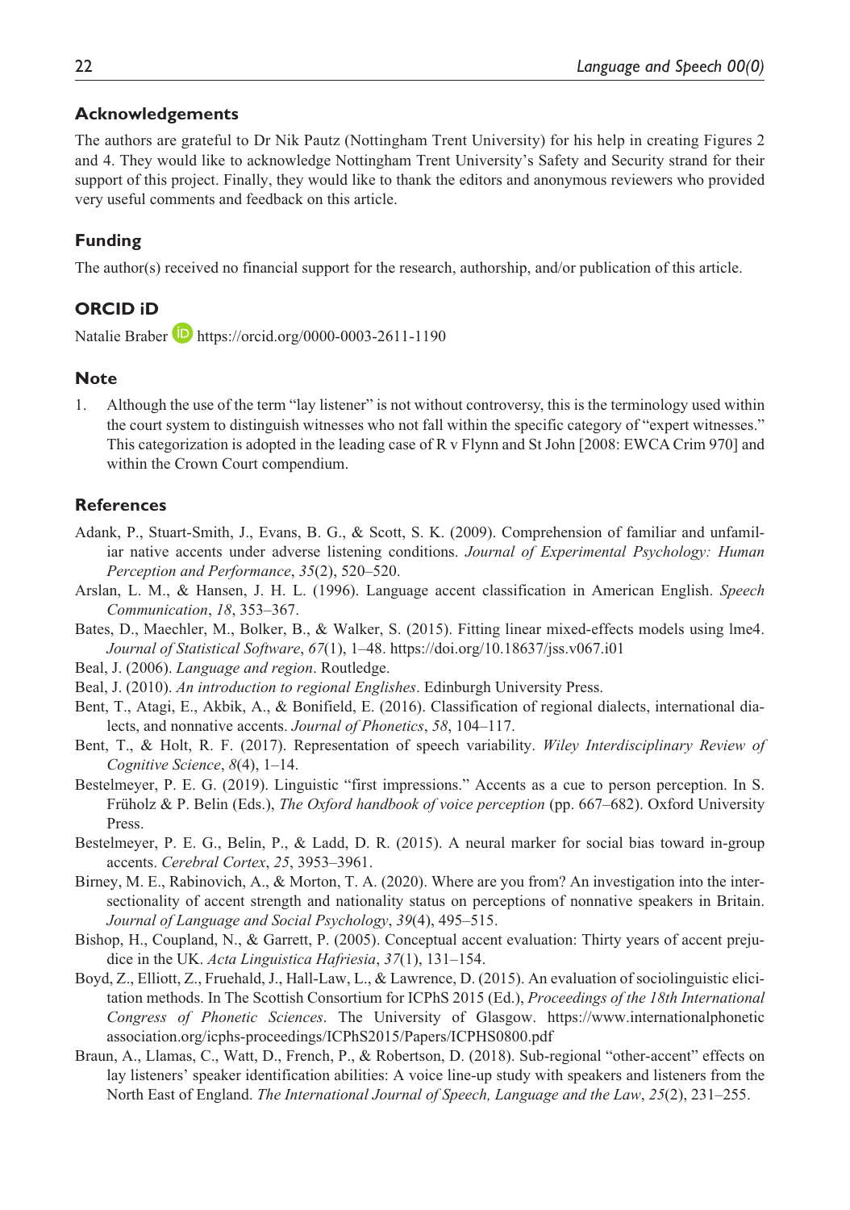## Acknowledgements

The authors are grateful to Dr Nik Pautz (Nottingham Trent University) for his help in creating Figures 2 and 4. They would like to acknowledge Nottingham Trent University's Safety and Security strand for their support of this project. Finally, they would like to thank the editors and anonymous reviewers who provided very useful comments and feedback on this article.

## Funding

The author(s) received no financial support for the research, authorship, and/or publication of this article.

## ORCID iD

Natalie Braber https://orcid.org/0000-0003-2611-1190

## Note

1. Although the use of the term "lay listener" is not without controversy, this is the terminology used within the court system to distinguish witnesses who not fall within the specific category of "expert witnesses." This categorization is adopted in the leading case of R v Flynn and St John [2008: EWCA Crim 970] and within the Crown Court compendium.

## References

Adank, P., Stuart-Smith, J., Evans, B. G., & Scott, S. K. (2009). Comprehension of familiar and unfamiliar native accents under adverse listening conditions. *Journal of Experimental Psychology: Human Perception and Performance*, *35*(2), 520–520.

Arslan, L. M., & Hansen, J. H. L. (1996). Language accent classification in American English. *Speech Communication*, *18*, 353–367.

Bates, D., Maechler, M., Bolker, B., & Walker, S. (2015). Fitting linear mixed-effects models using lme4. *Journal of Statistical Software*, *67*(1), 1–48. https://doi.org/10.18637/jss.v067.i01

Beal, J. (2006). *Language and region*. Routledge.

Beal, J. (2010). *An introduction to regional Englishes*. Edinburgh University Press.

Bent, T., Atagi, E., Akbik, A., & Bonifield, E. (2016). Classification of regional dialects, international dialects, and nonnative accents. *Journal of Phonetics*, *58*, 104–117.

Bent, T., & Holt, R. F. (2017). Representation of speech variability. *Wiley Interdisciplinary Review of Cognitive Science*, *8*(4), 1–14.

Bestelmeyer, P. E. G. (2019). Linguistic "first impressions." Accents as a cue to person perception. In S. Frühholz & P. Belin (Eds.), *The Oxford handbook of voice perception* (pp. 667–682). Oxford University Press.

Bestelmeyer, P. E. G., Belin, P., & Ladd, D. R. (2015). A neural marker for social bias toward in-group accents. *Cerebral Cortex*, *25*, 3953–3961.

Birney, M. E., Rabinovich, A., & Morton, T. A. (2020). Where are you from? An investigation into the intersectionality of accent strength and nationality status on perceptions of nonnative speakers in Britain. *Journal of Language and Social Psychology*, *39*(4), 495–515.

Bishop, H., Coupland, N., & Garrett, P. (2005). Conceptual accent evaluation: Thirty years of accent prejudice in the UK. *Acta Linguistica Hafriesia*, *37*(1), 131–154.

Boyd, Z., Elliott, Z., Fruehald, J., Hall-Law, L., & Lawrence, D. (2015). An evaluation of sociolinguistic elicitation methods. In The Scottish Consortium for ICPhS 2015 (Ed.), *Proceedings of the 18th International Congress of Phonetic Sciences*. The University of Glasgow. https://www.internationalphoneticassociation.org/icphs-proceedings/ICPhS2015/Papers/ICPHS0800.pdf

Braun, A., Llamas, C., Watt, D., French, P., & Robertson, D. (2018). Sub-regional "other-accent" effects on lay listeners' speaker identification abilities: A voice line-up study with speakers and listeners from the North East of England. *The International Journal of Speech, Language and the Law*, *25*(2), 231–255.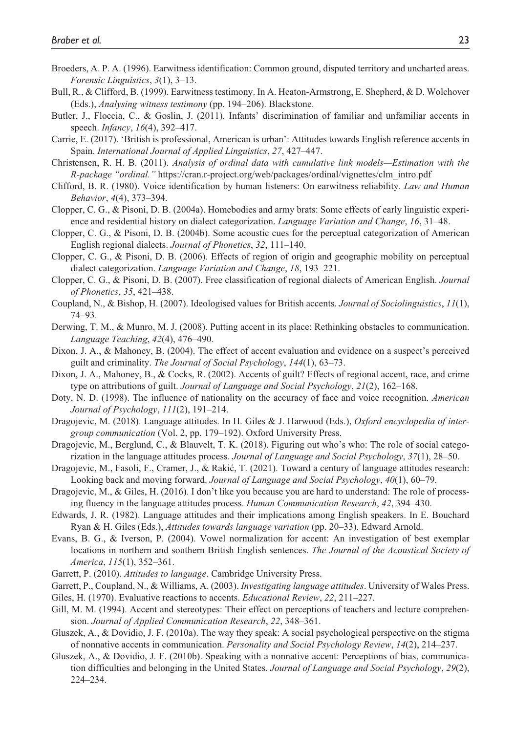Broeders, A. P. A. (1996). Earwitness identification: Common ground, disputed territory and uncharted areas. *Forensic Linguistics*, *3*(1), 3–13.

Bull, R., & Clifford, B. (1999). Earwitness testimony. In A. Heaton-Armstrong, E. Shepherd, & D. Wolchover (Eds.), *Analysing witness testimony* (pp. 194–206). Blackstone.

Butler, J., Floccia, C., & Goslin, J. (2011). Infants' discrimination of familiar and unfamiliar accents in speech. *Infancy*, *16*(4), 392–417.

Carrie, E. (2017). 'British is professional, American is urban': Attitudes towards English reference accents in Spain. *International Journal of Applied Linguistics*, *27*, 427–447.

Christensen, R. H. B. (2011). *Analysis of ordinal data with cumulative link models—Estimation with the R-package "ordinal."* https://cran.r-project.org/web/packages/ordinal/vignettes/clm_intro.pdf

Clifford, B. R. (1980). Voice identification by human listeners: On earwitness reliability. *Law and Human Behavior*, *4*(4), 373–394.

Clopper, C. G., & Pisoni, D. B. (2004a). Homebodies and army brats: Some effects of early linguistic experience and residential history on dialect categorization. *Language Variation and Change*, *16*, 31–48.

Clopper, C. G., & Pisoni, D. B. (2004b). Some acoustic cues for the perceptual categorization of American English regional dialects. *Journal of Phonetics*, *32*, 111–140.

Clopper, C. G., & Pisoni, D. B. (2006). Effects of region of origin and geographic mobility on perceptual dialect categorization. *Language Variation and Change*, *18*, 193–221.

Clopper, C. G., & Pisoni, D. B. (2007). Free classification of regional dialects of American English. *Journal of Phonetics*, *35*, 421–438.

Coupland, N., & Bishop, H. (2007). Ideologised values for British accents. *Journal of Sociolinguistics*, *11*(1), 74–93.

Derwing, T. M., & Munro, M. J. (2008). Putting accent in its place: Rethinking obstacles to communication. *Language Teaching*, *42*(4), 476–490.

Dixon, J. A., & Mahoney, B. (2004). The effect of accent evaluation and evidence on a suspect's perceived guilt and criminality. *The Journal of Social Psychology*, *144*(1), 63–73.

Dixon, J. A., Mahoney, B., & Cocks, R. (2002). Accents of guilt? Effects of regional accent, race, and crime type on attributions of guilt. *Journal of Language and Social Psychology*, *21*(2), 162–168.

Doty, N. D. (1998). The influence of nationality on the accuracy of face and voice recognition. *American Journal of Psychology*, *111*(2), 191–214.

Dragojevic, M. (2018). Language attitudes. In H. Giles & J. Harwood (Eds.), *Oxford encyclopedia of intergroup communication* (Vol. 2, pp. 179–192). Oxford University Press.

Dragojevic, M., Berglund, C., & Blauvelt, T. K. (2018). Figuring out who's who: The role of social categorization in the language attitudes process. *Journal of Language and Social Psychology*, *37*(1), 28–50.

Dragojevic, M., Fasoli, F., Cramer, J., & Rakić, T. (2021). Toward a century of language attitudes research: Looking back and moving forward. *Journal of Language and Social Psychology*, *40*(1), 60–79.

Dragojevic, M., & Giles, H. (2016). I don't like you because you are hard to understand: The role of processing fluency in the language attitudes process. *Human Communication Research*, *42*, 394–430.

Edwards, J. R. (1982). Language attitudes and their implications among English speakers. In E. Bouchard Ryan & H. Giles (Eds.), *Attitudes towards language variation* (pp. 20–33). Edward Arnold.

Evans, B. G., & Iverson, P. (2004). Vowel normalization for accent: An investigation of best exemplar locations in northern and southern British English sentences. *The Journal of the Acoustical Society of America*, *115*(1), 352–361.

Garrett, P. (2010). *Attitudes to language*. Cambridge University Press.

Garrett, P., Coupland, N., & Williams, A. (2003). *Investigating language attitudes*. University of Wales Press.

Giles, H. (1970). Evaluative reactions to accents. *Educational Review*, *22*, 211–227.

Gill, M. M. (1994). Accent and stereotypes: Their effect on perceptions of teachers and lecture comprehension. *Journal of Applied Communication Research*, *22*, 348–361.

Gluszek, A., & Dovidio, J. F. (2010a). The way they speak: A social psychological perspective on the stigma of nonnative accents in communication. *Personality and Social Psychology Review*, *14*(2), 214–237.

Gluszek, A., & Dovidio, J. F. (2010b). Speaking with a nonnative accent: Perceptions of bias, communication difficulties and belonging in the United States. *Journal of Language and Social Psychology*, *29*(2), 224–234.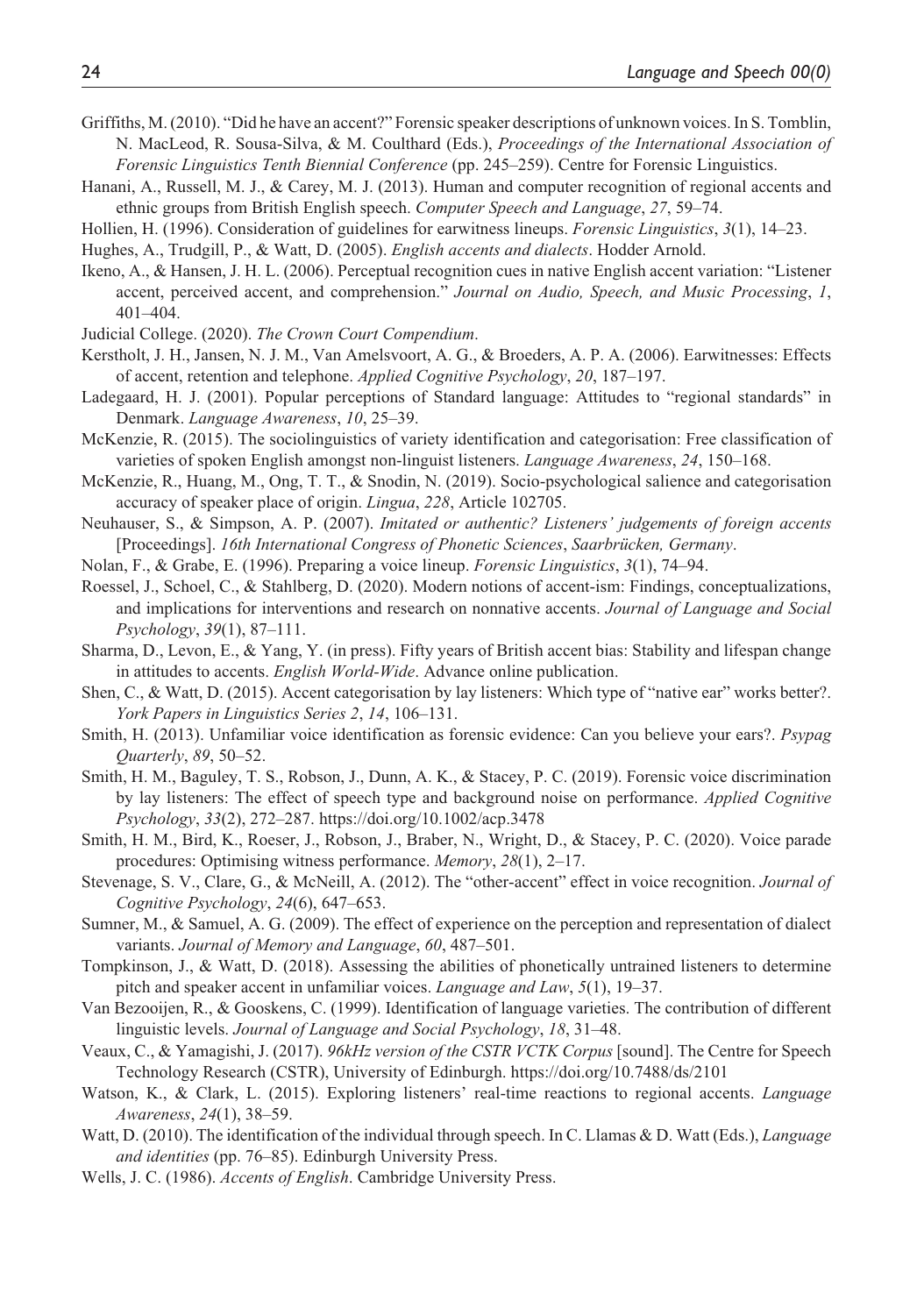Griffiths, M. (2010). "Did he have an accent?" Forensic speaker descriptions of unknown voices. In S. Tomblin, N. MacLeod, R. Sousa-Silva, & M. Coulthard (Eds.), *Proceedings of the International Association of Forensic Linguistics Tenth Biennial Conference* (pp. 245–259). Centre for Forensic Linguistics.

Hanani, A., Russell, M. J., & Carey, M. J. (2013). Human and computer recognition of regional accents and ethnic groups from British English speech. *Computer Speech and Language*, *27*, 59–74.

Hollien, H. (1996). Consideration of guidelines for earwitness lineups. *Forensic Linguistics*, *3*(1), 14–23.

Hughes, A., Trudgill, P., & Watt, D. (2005). *English accents and dialects*. Hodder Arnold.

Ikeno, A., & Hansen, J. H. L. (2006). Perceptual recognition cues in native English accent variation: "Listener accent, perceived accent, and comprehension." *Journal on Audio, Speech, and Music Processing*, *1*, 401–404.

Judicial College. (2020). *The Crown Court Compendium*.

Kerstholt, J. H., Jansen, N. J. M., Van Amelsvoort, A. G., & Broeders, A. P. A. (2006). Earwitnesses: Effects of accent, retention and telephone. *Applied Cognitive Psychology*, *20*, 187–197.

Ladegaard, H. J. (2001). Popular perceptions of Standard language: Attitudes to "regional standards" in Denmark. *Language Awareness*, *10*, 25–39.

McKenzie, R. (2015). The sociolinguistics of variety identification and categorisation: Free classification of varieties of spoken English amongst non-linguist listeners. *Language Awareness*, *24*, 150–168.

McKenzie, R., Huang, M., Ong, T. T., & Snodin, N. (2019). Socio-psychological salience and categorisation accuracy of speaker place of origin. *Lingua*, *228*, Article 102705.

Neuhauser, S., & Simpson, A. P. (2007). *Imitated or authentic? Listeners' judgements of foreign accents* [Proceedings]. *16th International Congress of Phonetic Sciences*, *Saarbrücken, Germany*.

Nolan, F., & Grabe, E. (1996). Preparing a voice lineup. *Forensic Linguistics*, *3*(1), 74–94.

Roessel, J., Schoel, C., & Stahlberg, D. (2020). Modern notions of accent-ism: Findings, conceptualizations, and implications for interventions and research on nonnative accents. *Journal of Language and Social Psychology*, *39*(1), 87–111.

Sharma, D., Levon, E., & Yang, Y. (in press). Fifty years of British accent bias: Stability and lifespan change in attitudes to accents. *English World-Wide*. Advance online publication.

Shen, C., & Watt, D. (2015). Accent categorisation by lay listeners: Which type of "native ear" works better?. *York Papers in Linguistics Series 2*, *14*, 106–131.

Smith, H. (2013). Unfamiliar voice identification as forensic evidence: Can you believe your ears?. *Psypag Quarterly*, *89*, 50–52.

Smith, H. M., Baguley, T. S., Robson, J., Dunn, A. K., & Stacey, P. C. (2019). Forensic voice discrimination by lay listeners: The effect of speech type and background noise on performance. *Applied Cognitive Psychology*, *33*(2), 272–287. https://doi.org/10.1002/acp.3478

Smith, H. M., Bird, K., Roeser, J., Robson, J., Braber, N., Wright, D., & Stacey, P. C. (2020). Voice parade procedures: Optimising witness performance. *Memory*, *28*(1), 2–17.

Stevenage, S. V., Clare, G., & McNeill, A. (2012). The "other-accent" effect in voice recognition. *Journal of Cognitive Psychology*, *24*(6), 647–653.

Sumner, M., & Samuel, A. G. (2009). The effect of experience on the perception and representation of dialect variants. *Journal of Memory and Language*, *60*, 487–501.

Tompkinson, J., & Watt, D. (2018). Assessing the abilities of phonetically untrained listeners to determine pitch and speaker accent in unfamiliar voices. *Language and Law*, *5*(1), 19–37.

Van Bezooijen, R., & Gooskens, C. (1999). Identification of language varieties. The contribution of different linguistic levels. *Journal of Language and Social Psychology*, *18*, 31–48.

Veaux, C., & Yamagishi, J. (2017). *96kHz version of the CSTR VCTK Corpus* [sound]. The Centre for Speech Technology Research (CSTR), University of Edinburgh. https://doi.org/10.7488/ds/2101

Watson, K., & Clark, L. (2015). Exploring listeners' real-time reactions to regional accents. *Language Awareness*, *24*(1), 38–59.

Watt, D. (2010). The identification of the individual through speech. In C. Llamas & D. Watt (Eds.), *Language and identities* (pp. 76–85). Edinburgh University Press.

Wells, J. C. (1986). *Accents of English*. Cambridge University Press.